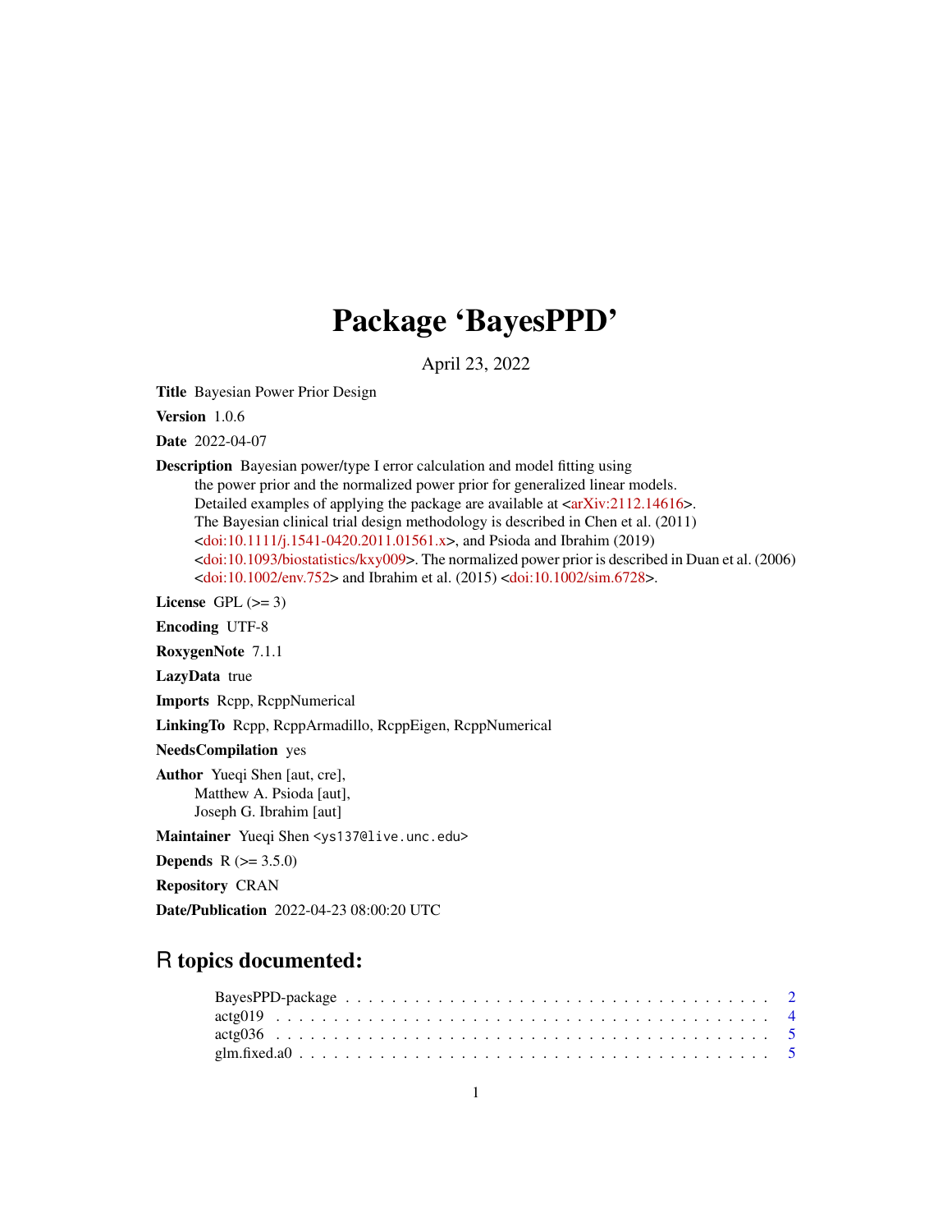# Package 'BayesPPD'

April 23, 2022

**Title** Bayesian Power Prior Design

**Version** 1.0.6

**Date** 2022-04-07

**Description** Bayesian power/type I error calculation and model fitting using the power prior and the normalized power prior for generalized linear models. Detailed examples of applying the package are available at <arXiv:2112.14616>. The Bayesian clinical trial design methodology is described in Chen et al. (2011) <doi:10.1111/j.1541-0420.2011.01561.x>, and Psioda and Ibrahim (2019) <doi:10.1093/biostatistics/kxy009>. The normalized power prior is described in Duan et al. (2006) <doi:10.1002/env.752> and Ibrahim et al. (2015) <doi:10.1002/sim.6728>.

**License** GPL (>= 3)

**Encoding** UTF-8

**RoxygenNote** 7.1.1

**LazyData** true

**Imports** Rcpp, RcppNumerical

**LinkingTo** Rcpp, RcppArmadillo, RcppEigen, RcppNumerical

**NeedsCompilation** yes

**Author** Yueqi Shen [aut, cre], Matthew A. Psioda [aut], Joseph G. Ibrahim [aut]

**Maintainer** Yueqi Shen <ys137@live.unc.edu>

**Depends** R (>= 3.5.0)

**Repository** CRAN

**Date/Publication** 2022-04-23 08:00:20 UTC

## R topics documented:

BayesPPD-package . . . . . . . . . . . . . . . . . . . . . . . . . . . . . . . . . . . 2
actg019 . . . . . . . . . . . . . . . . . . . . . . . . . . . . . . . . . . . . . . . . . 4
actg036 . . . . . . . . . . . . . . . . . . . . . . . . . . . . . . . . . . . . . . . . . 5
glm.fixed.a0 . . . . . . . . . . . . . . . . . . . . . . . . . . . . . . . . . . . . . . 5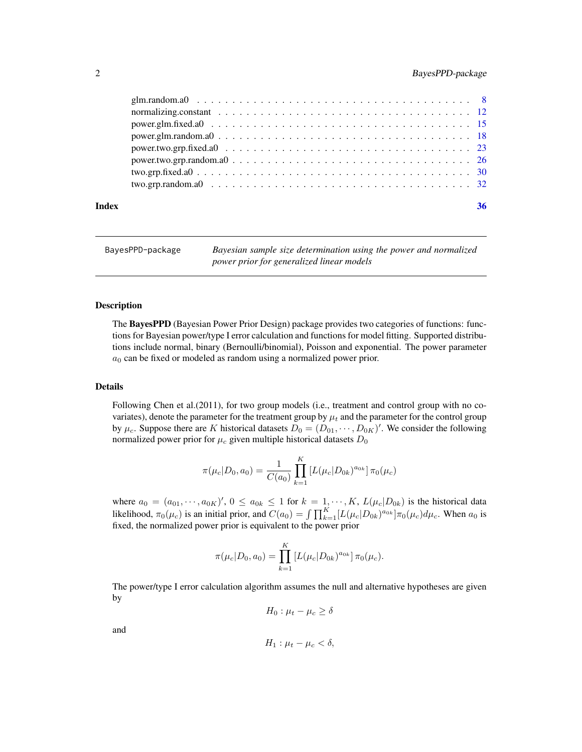glm.random.a0 . . . . . . . . . . . . . . . . . . . . . . . . . . . . . . . . . . . . . 8
normalizing.constant . . . . . . . . . . . . . . . . . . . . . . . . . . . . . . . . . . 12
power.glm.fixed.a0 . . . . . . . . . . . . . . . . . . . . . . . . . . . . . . . . . . . 15
power.glm.random.a0 . . . . . . . . . . . . . . . . . . . . . . . . . . . . . . . . . . 18
power.two.grp.fixed.a0 . . . . . . . . . . . . . . . . . . . . . . . . . . . . . . . . . 23
power.two.grp.random.a0 . . . . . . . . . . . . . . . . . . . . . . . . . . . . . . . . 26
two.grp.fixed.a0 . . . . . . . . . . . . . . . . . . . . . . . . . . . . . . . . . . . . . 30
two.grp.random.a0 . . . . . . . . . . . . . . . . . . . . . . . . . . . . . . . . . . . . 32

**Index** **36**

---

BayesPPD-package — *Bayesian sample size determination using the power and normalized power prior for generalized linear models*

---

## Description

The **BayesPPD** (Bayesian Power Prior Design) package provides two categories of functions: functions for Bayesian power/type I error calculation and functions for model fitting. Supported distributions include normal, binary (Bernoulli/binomial), Poisson and exponential. The power parameter $a_0$ can be fixed or modeled as random using a normalized power prior.

## Details

Following Chen et al.(2011), for two group models (i.e., treatment and control group with no covariates), denote the parameter for the treatment group by $\mu_t$ and the parameter for the control group by $\mu_c$. Suppose there are $K$ historical datasets $D_0 = (D_{01}, \cdots, D_{0K})'$. We consider the following normalized power prior for $\mu_c$ given multiple historical datasets $D_0$

$$\pi(\mu_c|D_0, a_0) = \frac{1}{C(a_0)} \prod_{k=1}^{K} \left[L(\mu_c|D_{0k})^{a_{0k}}\right] \pi_0(\mu_c)$$

where $a_0 = (a_{01}, \cdots, a_{0K})'$, $0 \le a_{0k} \le 1$ for $k = 1, \cdots, K$, $L(\mu_c|D_{0k})$ is the historical data likelihood, $\pi_0(\mu_c)$ is an initial prior, and $C(a_0) = \int \prod_{k=1}^{K}[L(\mu_c|D_{0k})^{a_{0k}}]\pi_0(\mu_c)d\mu_c$. When $a_0$ is fixed, the normalized power prior is equivalent to the power prior

$$\pi(\mu_c|D_0, a_0) = \prod_{k=1}^{K} \left[L(\mu_c|D_{0k})^{a_{0k}}\right] \pi_0(\mu_c).$$

The power/type I error calculation algorithm assumes the null and alternative hypotheses are given by

$$H_0 : \mu_t - \mu_c \ge \delta$$

and

$$H_1 : \mu_t - \mu_c < \delta,$$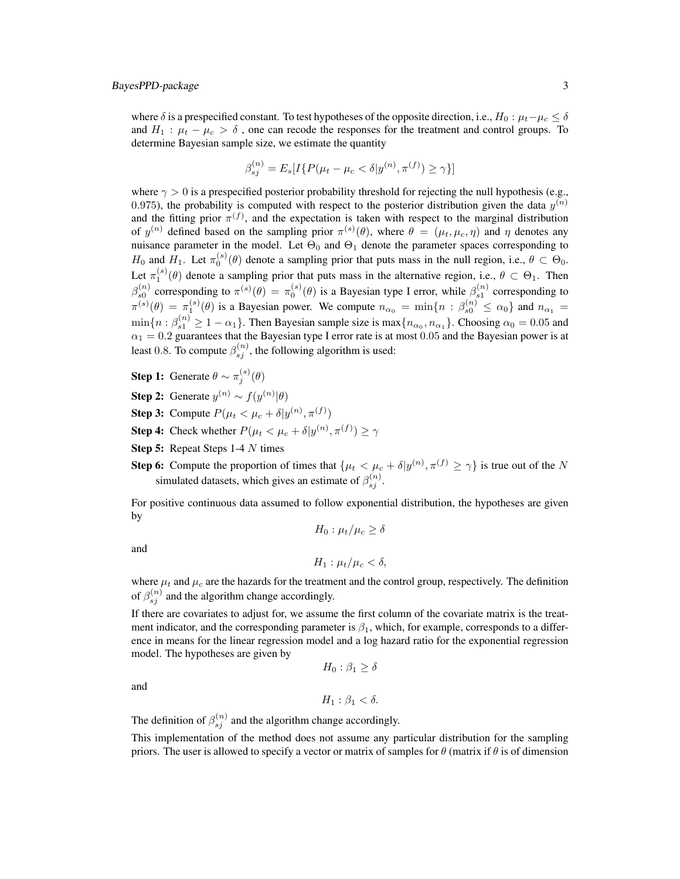where $\delta$ is a prespecified constant. To test hypotheses of the opposite direction, i.e., $H_0 : \mu_t - \mu_c \leq \delta$ and $H_1 : \mu_t - \mu_c > \delta$ , one can recode the responses for the treatment and control groups. To determine Bayesian sample size, we estimate the quantity

$$\beta_{sj}^{(n)} = E_s[I\{P(\mu_t - \mu_c < \delta | y^{(n)}, \pi^{(f)}) \geq \gamma\}]$$

where $\gamma > 0$ is a prespecified posterior probability threshold for rejecting the null hypothesis (e.g., 0.975), the probability is computed with respect to the posterior distribution given the data $y^{(n)}$ and the fitting prior $\pi^{(f)}$, and the expectation is taken with respect to the marginal distribution of $y^{(n)}$ defined based on the sampling prior $\pi^{(s)}(\theta)$, where $\theta = (\mu_t, \mu_c, \eta)$ and $\eta$ denotes any nuisance parameter in the model. Let $\Theta_0$ and $\Theta_1$ denote the parameter spaces corresponding to $H_0$ and $H_1$. Let $\pi_0^{(s)}(\theta)$ denote a sampling prior that puts mass in the null region, i.e., $\theta \subset \Theta_0$. Let $\pi_1^{(s)}(\theta)$ denote a sampling prior that puts mass in the alternative region, i.e., $\theta \subset \Theta_1$. Then $\beta_{s0}^{(n)}$ corresponding to $\pi^{(s)}(\theta) = \pi_0^{(s)}(\theta)$ is a Bayesian type I error, while $\beta_{s1}^{(n)}$ corresponding to $\pi^{(s)}(\theta) = \pi_1^{(s)}(\theta)$ is a Bayesian power. We compute $n_{\alpha_0} = \min\{n : \beta_{s0}^{(n)} \leq \alpha_0\}$ and $n_{\alpha_1} = \min\{n : \beta_{s1}^{(n)} \geq 1 - \alpha_1\}$. Then Bayesian sample size is $\max\{n_{\alpha_0}, n_{\alpha_1}\}$. Choosing $\alpha_0 = 0.05$ and $\alpha_1 = 0.2$ guarantees that the Bayesian type I error rate is at most 0.05 and the Bayesian power is at least 0.8. To compute $\beta_{sj}^{(n)}$, the following algorithm is used:

**Step 1:** Generate $\theta \sim \pi_j^{(s)}(\theta)$

**Step 2:** Generate $y^{(n)} \sim f(y^{(n)}|\theta)$

**Step 3:** Compute $P(\mu_t < \mu_c + \delta | y^{(n)}, \pi^{(f)})$

**Step 4:** Check whether $P(\mu_t < \mu_c + \delta | y^{(n)}, \pi^{(f)}) \geq \gamma$

**Step 5:** Repeat Steps 1-4 $N$ times

**Step 6:** Compute the proportion of times that $\{\mu_t < \mu_c + \delta | y^{(n)}, \pi^{(f)} \geq \gamma\}$ is true out of the $N$ simulated datasets, which gives an estimate of $\beta_{sj}^{(n)}$.

For positive continuous data assumed to follow exponential distribution, the hypotheses are given by

$$H_0 : \mu_t / \mu_c \geq \delta$$

and

$$H_1 : \mu_t / \mu_c < \delta,$$

where $\mu_t$ and $\mu_c$ are the hazards for the treatment and the control group, respectively. The definition of $\beta_{sj}^{(n)}$ and the algorithm change accordingly.

If there are covariates to adjust for, we assume the first column of the covariate matrix is the treatment indicator, and the corresponding parameter is $\beta_1$, which, for example, corresponds to a difference in means for the linear regression model and a log hazard ratio for the exponential regression model. The hypotheses are given by

$$H_0 : \beta_1 \geq \delta$$

and

$$H_1 : \beta_1 < \delta.$$

The definition of $\beta_{sj}^{(n)}$ and the algorithm change accordingly.

This implementation of the method does not assume any particular distribution for the sampling priors. The user is allowed to specify a vector or matrix of samples for $\theta$ (matrix if $\theta$ is of dimension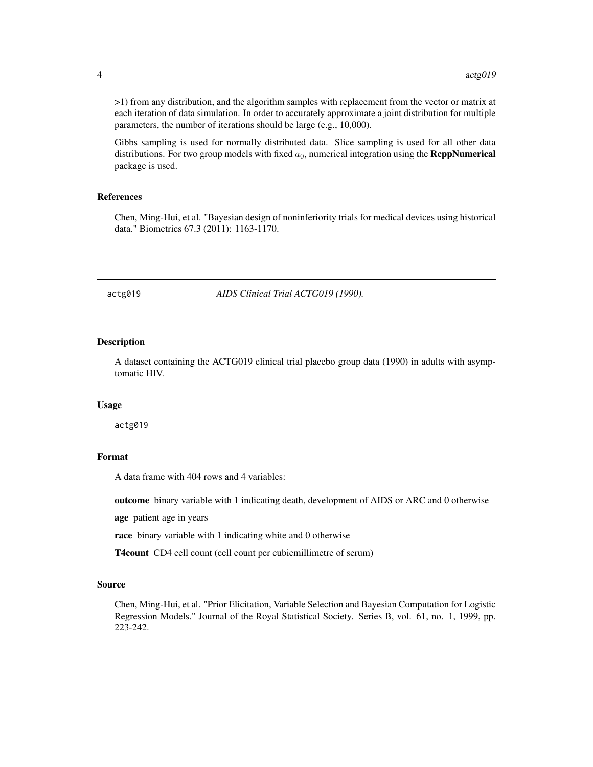>1) from any distribution, and the algorithm samples with replacement from the vector or matrix at each iteration of data simulation. In order to accurately approximate a joint distribution for multiple parameters, the number of iterations should be large (e.g., 10,000).

Gibbs sampling is used for normally distributed data. Slice sampling is used for all other data distributions. For two group models with fixed $a_0$, numerical integration using the **RcppNumerical** package is used.

### References

Chen, Ming-Hui, et al. "Bayesian design of noninferiority trials for medical devices using historical data." Biometrics 67.3 (2011): 1163-1170.

---

## actg019 — *AIDS Clinical Trial ACTG019 (1990).*

---

### Description

A dataset containing the ACTG019 clinical trial placebo group data (1990) in adults with asymptomatic HIV.

### Usage

```
actg019
```

### Format

A data frame with 404 rows and 4 variables:

**outcome** binary variable with 1 indicating death, development of AIDS or ARC and 0 otherwise

**age** patient age in years

**race** binary variable with 1 indicating white and 0 otherwise

**T4count** CD4 cell count (cell count per cubicmillimetre of serum)

### Source

Chen, Ming-Hui, et al. "Prior Elicitation, Variable Selection and Bayesian Computation for Logistic Regression Models." Journal of the Royal Statistical Society. Series B, vol. 61, no. 1, 1999, pp. 223-242.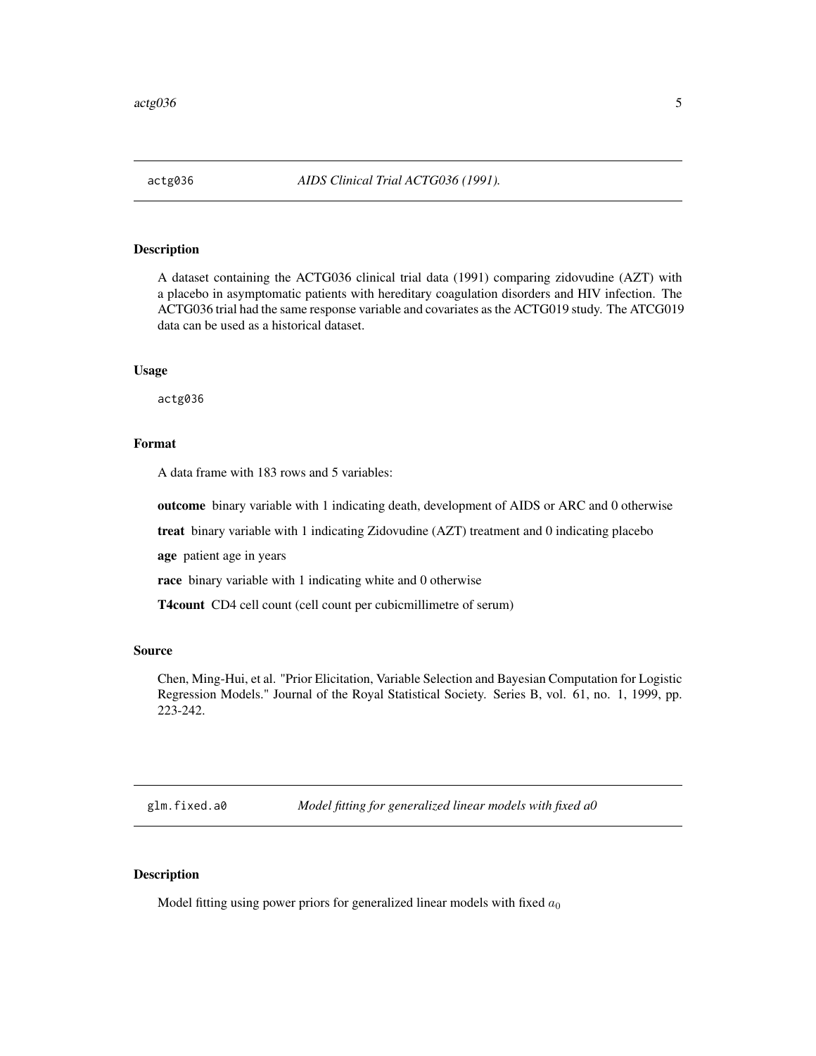## actg036 — *AIDS Clinical Trial ACTG036 (1991).*

### Description

A dataset containing the ACTG036 clinical trial data (1991) comparing zidovudine (AZT) with a placebo in asymptomatic patients with hereditary coagulation disorders and HIV infection. The ACTG036 trial had the same response variable and covariates as the ACTG019 study. The ATCG019 data can be used as a historical dataset.

### Usage

```
actg036
```

### Format

A data frame with 183 rows and 5 variables:

**outcome** binary variable with 1 indicating death, development of AIDS or ARC and 0 otherwise

**treat** binary variable with 1 indicating Zidovudine (AZT) treatment and 0 indicating placebo

**age** patient age in years

**race** binary variable with 1 indicating white and 0 otherwise

**T4count** CD4 cell count (cell count per cubicmillimetre of serum)

### Source

Chen, Ming-Hui, et al. "Prior Elicitation, Variable Selection and Bayesian Computation for Logistic Regression Models." Journal of the Royal Statistical Society. Series B, vol. 61, no. 1, 1999, pp. 223-242.

## glm.fixed.a0 — *Model fitting for generalized linear models with fixed a0*

### Description

Model fitting using power priors for generalized linear models with fixed $a_0$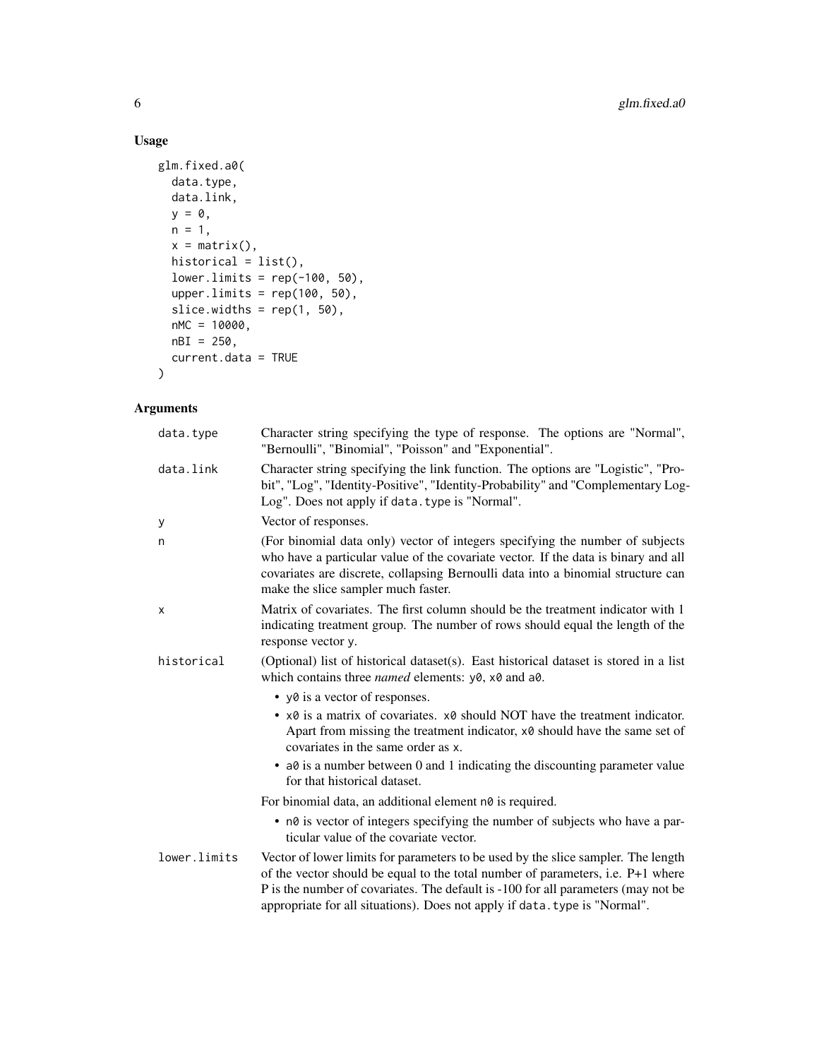## Usage

```
glm.fixed.a0(
  data.type,
  data.link,
  y = 0,
  n = 1,
  x = matrix(),
  historical = list(),
  lower.limits = rep(-100, 50),
  upper.limits = rep(100, 50),
  slice.widths = rep(1, 50),
  nMC = 10000,
  nBI = 250,
  current.data = TRUE
)
```

## Arguments

| Argument | Description |
|---|---|
| `data.type` | Character string specifying the type of response. The options are "Normal", "Bernoulli", "Binomial", "Poisson" and "Exponential". |
| `data.link` | Character string specifying the link function. The options are "Logistic", "Probit", "Log", "Identity-Positive", "Identity-Probability" and "Complementary Log-Log". Does not apply if `data.type` is "Normal". |
| `y` | Vector of responses. |
| `n` | (For binomial data only) vector of integers specifying the number of subjects who have a particular value of the covariate vector. If the data is binary and all covariates are discrete, collapsing Bernoulli data into a binomial structure can make the slice sampler much faster. |
| `x` | Matrix of covariates. The first column should be the treatment indicator with 1 indicating treatment group. The number of rows should equal the length of the response vector `y`. |
| `historical` | (Optional) list of historical dataset(s). East historical dataset is stored in a list which contains three *named* elements: `y0`, `x0` and `a0`.<br>• `y0` is a vector of responses.<br>• `x0` is a matrix of covariates. `x0` should NOT have the treatment indicator. Apart from missing the treatment indicator, `x0` should have the same set of covariates in the same order as `x`.<br>• `a0` is a number between 0 and 1 indicating the discounting parameter value for that historical dataset.<br>For binomial data, an additional element `n0` is required.<br>• `n0` is vector of integers specifying the number of subjects who have a particular value of the covariate vector. |
| `lower.limits` | Vector of lower limits for parameters to be used by the slice sampler. The length of the vector should be equal to the total number of parameters, i.e. P+1 where P is the number of covariates. The default is -100 for all parameters (may not be appropriate for all situations). Does not apply if `data.type` is "Normal". |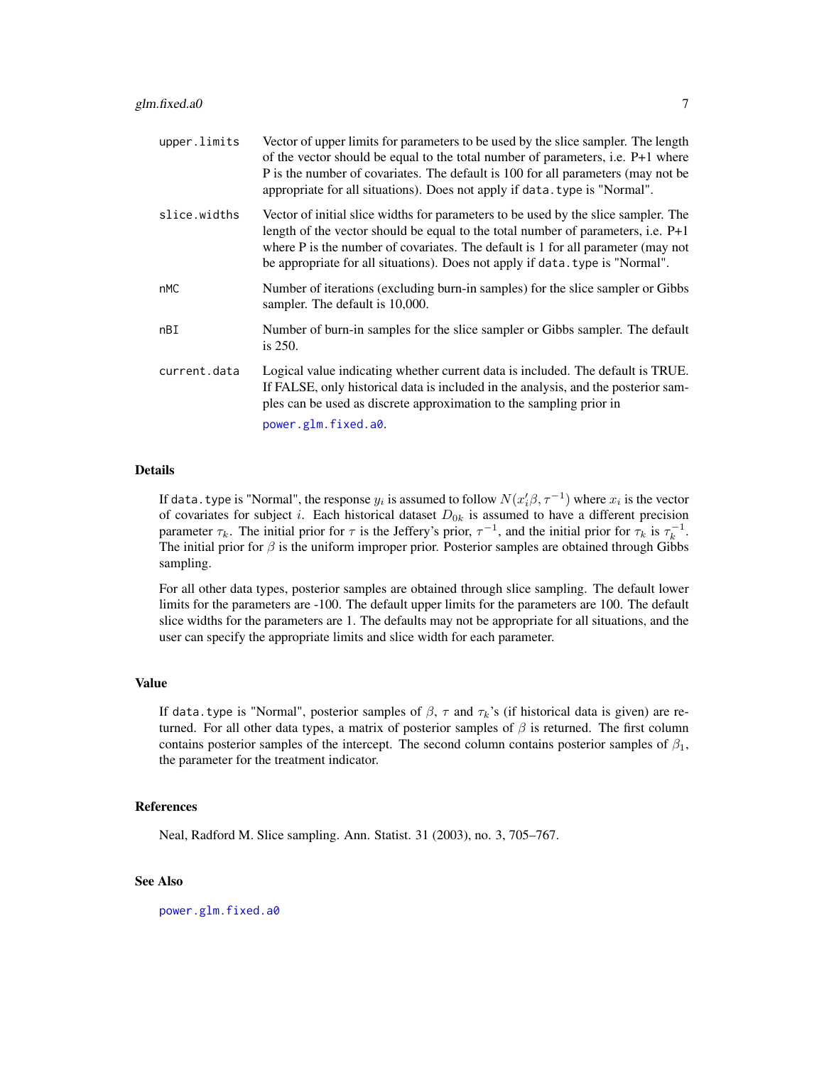| | |
|---|---|
| `upper.limits` | Vector of upper limits for parameters to be used by the slice sampler. The length of the vector should be equal to the total number of parameters, i.e. P+1 where P is the number of covariates. The default is 100 for all parameters (may not be appropriate for all situations). Does not apply if `data.type` is "Normal". |
| `slice.widths` | Vector of initial slice widths for parameters to be used by the slice sampler. The length of the vector should be equal to the total number of parameters, i.e. P+1 where P is the number of covariates. The default is 1 for all parameter (may not be appropriate for all situations). Does not apply if `data.type` is "Normal". |
| `nMC` | Number of iterations (excluding burn-in samples) for the slice sampler or Gibbs sampler. The default is 10,000. |
| `nBI` | Number of burn-in samples for the slice sampler or Gibbs sampler. The default is 250. |
| `current.data` | Logical value indicating whether current data is included. The default is TRUE. If FALSE, only historical data is included in the analysis, and the posterior samples can be used as discrete approximation to the sampling prior in `power.glm.fixed.a0`. |

## Details

If `data.type` is "Normal", the response $y_i$ is assumed to follow $N(x_i'\beta, \tau^{-1})$ where $x_i$ is the vector of covariates for subject $i$. Each historical dataset $D_{0k}$ is assumed to have a different precision parameter $\tau_k$. The initial prior for $\tau$ is the Jeffery's prior, $\tau^{-1}$, and the initial prior for $\tau_k$ is $\tau_k^{-1}$. The initial prior for $\beta$ is the uniform improper prior. Posterior samples are obtained through Gibbs sampling.

For all other data types, posterior samples are obtained through slice sampling. The default lower limits for the parameters are -100. The default upper limits for the parameters are 100. The default slice widths for the parameters are 1. The defaults may not be appropriate for all situations, and the user can specify the appropriate limits and slice width for each parameter.

## Value

If `data.type` is "Normal", posterior samples of $\beta$, $\tau$ and $\tau_k$'s (if historical data is given) are returned. For all other data types, a matrix of posterior samples of $\beta$ is returned. The first column contains posterior samples of the intercept. The second column contains posterior samples of $\beta_1$, the parameter for the treatment indicator.

## References

Neal, Radford M. Slice sampling. Ann. Statist. 31 (2003), no. 3, 705–767.

## See Also

`power.glm.fixed.a0`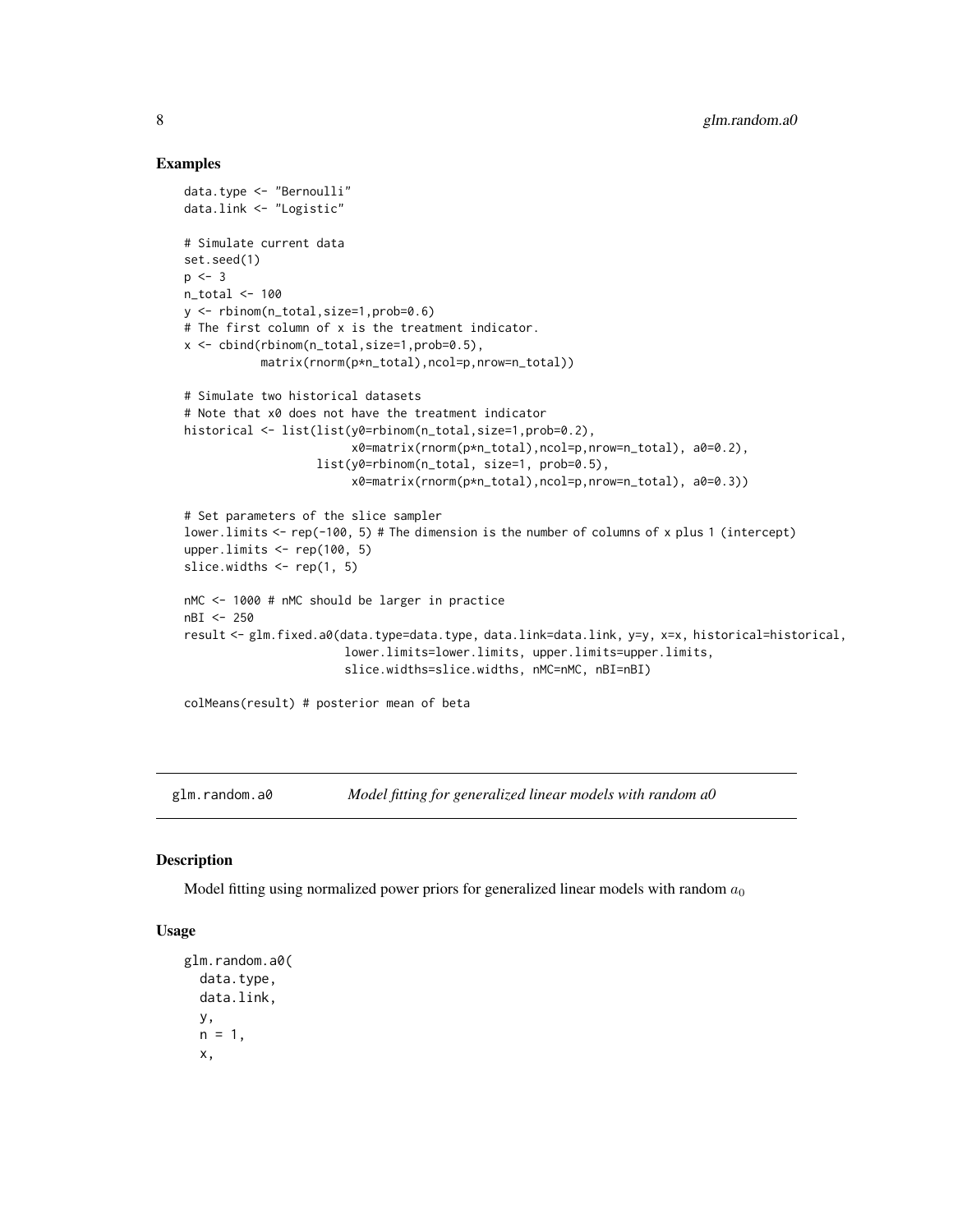## Examples

```
data.type <- "Bernoulli"
data.link <- "Logistic"

# Simulate current data
set.seed(1)
p <- 3
n_total <- 100
y <- rbinom(n_total,size=1,prob=0.6)
# The first column of x is the treatment indicator.
x <- cbind(rbinom(n_total,size=1,prob=0.5),
           matrix(rnorm(p*n_total),ncol=p,nrow=n_total))

# Simulate two historical datasets
# Note that x0 does not have the treatment indicator
historical <- list(list(y0=rbinom(n_total,size=1,prob=0.2),
                        x0=matrix(rnorm(p*n_total),ncol=p,nrow=n_total), a0=0.2),
                   list(y0=rbinom(n_total, size=1, prob=0.5),
                        x0=matrix(rnorm(p*n_total),ncol=p,nrow=n_total), a0=0.3))

# Set parameters of the slice sampler
lower.limits <- rep(-100, 5) # The dimension is the number of columns of x plus 1 (intercept)
upper.limits <- rep(100, 5)
slice.widths <- rep(1, 5)

nMC <- 1000 # nMC should be larger in practice
nBI <- 250
result <- glm.fixed.a0(data.type=data.type, data.link=data.link, y=y, x=x, historical=historical,
                       lower.limits=lower.limits, upper.limits=upper.limits,
                       slice.widths=slice.widths, nMC=nMC, nBI=nBI)

colMeans(result) # posterior mean of beta
```

---

# glm.random.a0 — *Model fitting for generalized linear models with random a0*

---

## Description

Model fitting using normalized power priors for generalized linear models with random $a_0$

## Usage

```
glm.random.a0(
  data.type,
  data.link,
  y,
  n = 1,
  x,
```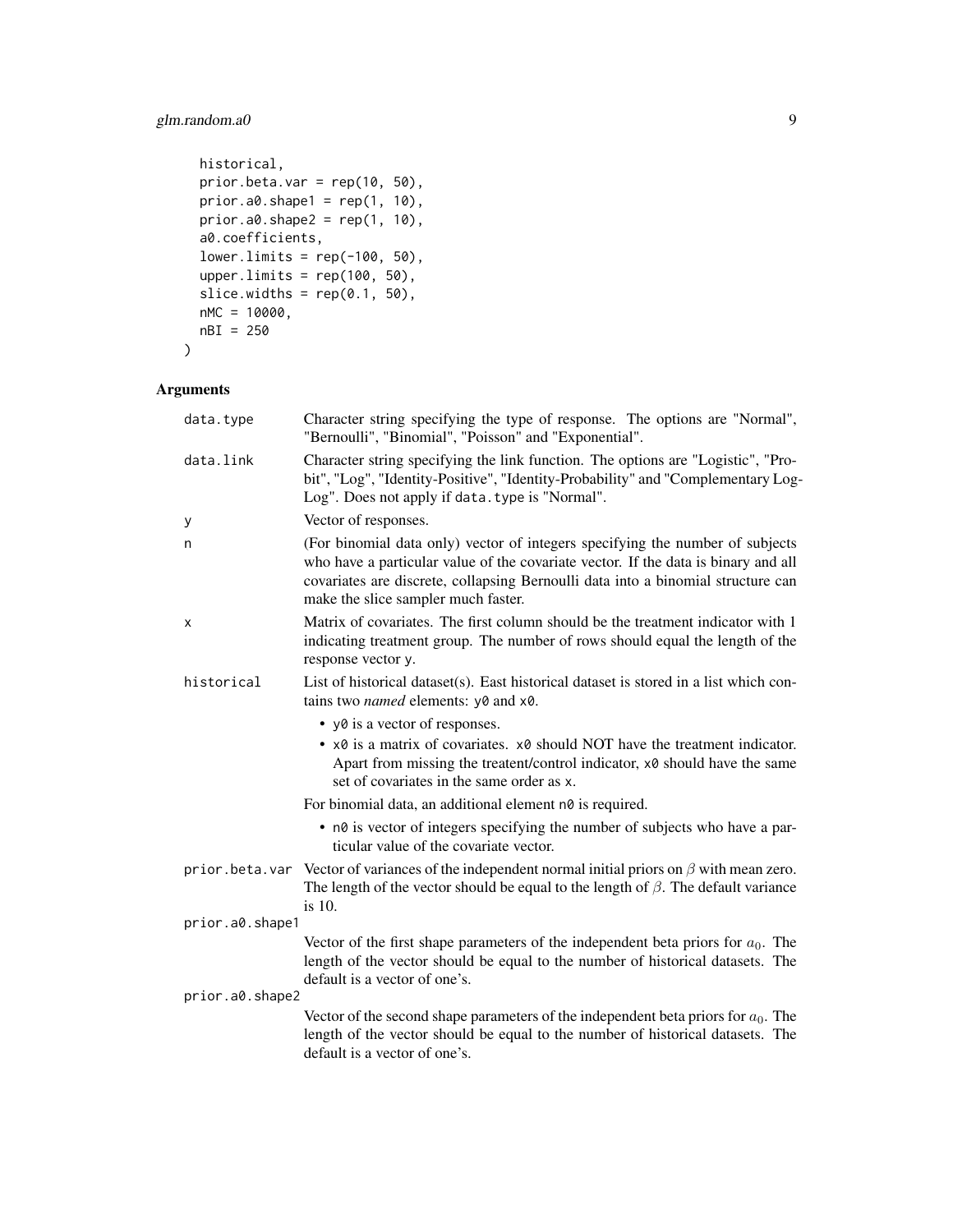```
  historical,
  prior.beta.var = rep(10, 50),
  prior.a0.shape1 = rep(1, 10),
  prior.a0.shape2 = rep(1, 10),
  a0.coefficients,
  lower.limits = rep(-100, 50),
  upper.limits = rep(100, 50),
  slice.widths = rep(0.1, 50),
  nMC = 10000,
  nBI = 250
)
```

## Arguments

**data.type** Character string specifying the type of response. The options are "Normal", "Bernoulli", "Binomial", "Poisson" and "Exponential".

**data.link** Character string specifying the link function. The options are "Logistic", "Probit", "Log", "Identity-Positive", "Identity-Probability" and "Complementary Log-Log". Does not apply if `data.type` is "Normal".

**y** Vector of responses.

**n** (For binomial data only) vector of integers specifying the number of subjects who have a particular value of the covariate vector. If the data is binary and all covariates are discrete, collapsing Bernoulli data into a binomial structure can make the slice sampler much faster.

**x** Matrix of covariates. The first column should be the treatment indicator with 1 indicating treatment group. The number of rows should equal the length of the response vector `y`.

**historical** List of historical dataset(s). East historical dataset is stored in a list which contains two *named* elements: `y0` and `x0`.

- `y0` is a vector of responses.
- `x0` is a matrix of covariates. `x0` should NOT have the treatment indicator. Apart from missing the treatent/control indicator, `x0` should have the same set of covariates in the same order as `x`.

For binomial data, an additional element `n0` is required.

- `n0` is vector of integers specifying the number of subjects who have a particular value of the covariate vector.

**prior.beta.var** Vector of variances of the independent normal initial priors on $\beta$ with mean zero. The length of the vector should be equal to the length of $\beta$. The default variance is 10.

**prior.a0.shape1** Vector of the first shape parameters of the independent beta priors for $a_0$. The length of the vector should be equal to the number of historical datasets. The default is a vector of one's.

**prior.a0.shape2** Vector of the second shape parameters of the independent beta priors for $a_0$. The length of the vector should be equal to the number of historical datasets. The default is a vector of one's.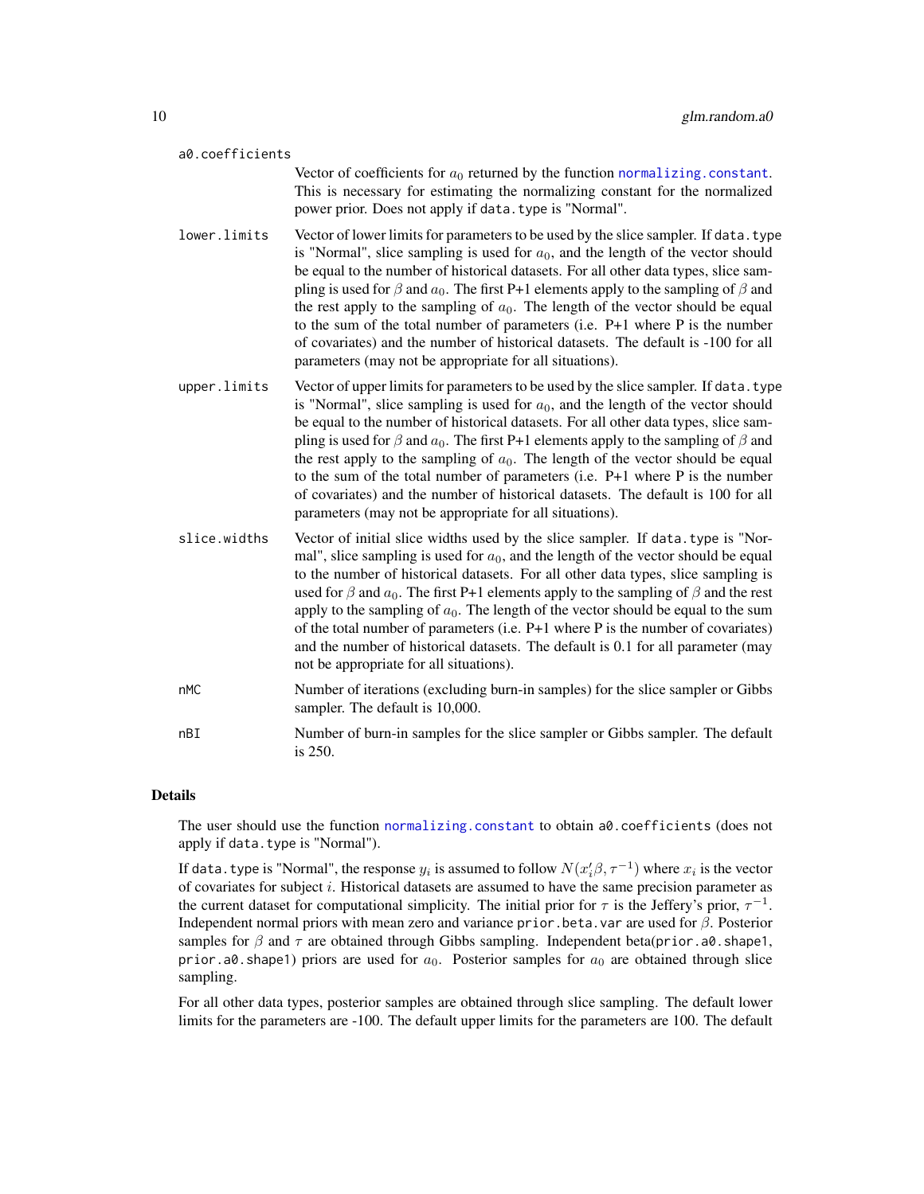**a0.coefficients**
: Vector of coefficients for $a_0$ returned by the function `normalizing.constant`. This is necessary for estimating the normalizing constant for the normalized power prior. Does not apply if `data.type` is "Normal".

**lower.limits**
: Vector of lower limits for parameters to be used by the slice sampler. If `data.type` is "Normal", slice sampling is used for $a_0$, and the length of the vector should be equal to the number of historical datasets. For all other data types, slice sampling is used for $\beta$ and $a_0$. The first P+1 elements apply to the sampling of $\beta$ and the rest apply to the sampling of $a_0$. The length of the vector should be equal to the sum of the total number of parameters (i.e. P+1 where P is the number of covariates) and the number of historical datasets. The default is -100 for all parameters (may not be appropriate for all situations).

**upper.limits**
: Vector of upper limits for parameters to be used by the slice sampler. If `data.type` is "Normal", slice sampling is used for $a_0$, and the length of the vector should be equal to the number of historical datasets. For all other data types, slice sampling is used for $\beta$ and $a_0$. The first P+1 elements apply to the sampling of $\beta$ and the rest apply to the sampling of $a_0$. The length of the vector should be equal to the sum of the total number of parameters (i.e. P+1 where P is the number of covariates) and the number of historical datasets. The default is 100 for all parameters (may not be appropriate for all situations).

**slice.widths**
: Vector of initial slice widths used by the slice sampler. If `data.type` is "Normal", slice sampling is used for $a_0$, and the length of the vector should be equal to the number of historical datasets. For all other data types, slice sampling is used for $\beta$ and $a_0$. The first P+1 elements apply to the sampling of $\beta$ and the rest apply to the sampling of $a_0$. The length of the vector should be equal to the sum of the total number of parameters (i.e. P+1 where P is the number of covariates) and the number of historical datasets. The default is 0.1 for all parameter (may not be appropriate for all situations).

**nMC**
: Number of iterations (excluding burn-in samples) for the slice sampler or Gibbs sampler. The default is 10,000.

**nBI**
: Number of burn-in samples for the slice sampler or Gibbs sampler. The default is 250.

## Details

The user should use the function `normalizing.constant` to obtain `a0.coefficients` (does not apply if `data.type` is "Normal").

If `data.type` is "Normal", the response $y_i$ is assumed to follow $N(x_i'\beta, \tau^{-1})$ where $x_i$ is the vector of covariates for subject $i$. Historical datasets are assumed to have the same precision parameter as the current dataset for computational simplicity. The initial prior for $\tau$ is the Jeffery's prior, $\tau^{-1}$. Independent normal priors with mean zero and variance `prior.beta.var` are used for $\beta$. Posterior samples for $\beta$ and $\tau$ are obtained through Gibbs sampling. Independent beta(`prior.a0.shape1`, `prior.a0.shape1`) priors are used for $a_0$. Posterior samples for $a_0$ are obtained through slice sampling.

For all other data types, posterior samples are obtained through slice sampling. The default lower limits for the parameters are -100. The default upper limits for the parameters are 100. The default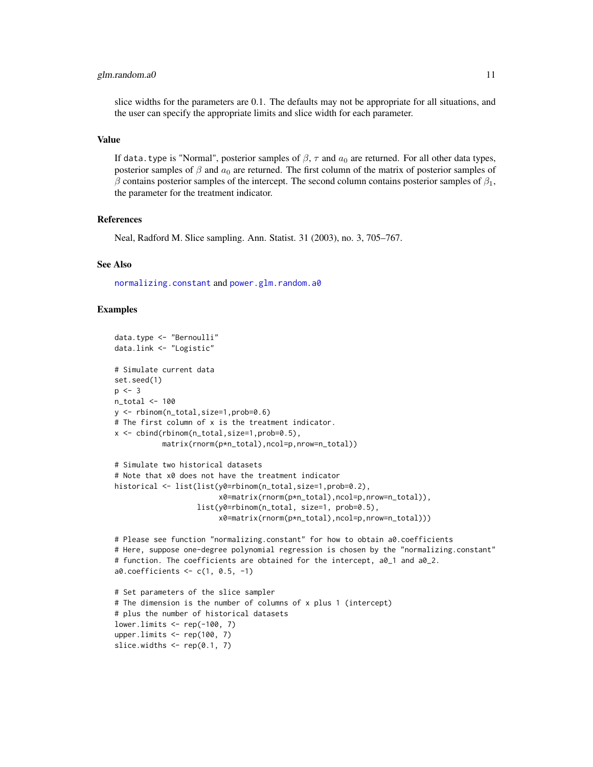slice widths for the parameters are 0.1. The defaults may not be appropriate for all situations, and the user can specify the appropriate limits and slice width for each parameter.

## Value

If data.type is "Normal", posterior samples of $\beta$, $\tau$ and $a_0$ are returned. For all other data types, posterior samples of $\beta$ and $a_0$ are returned. The first column of the matrix of posterior samples of $\beta$ contains posterior samples of the intercept. The second column contains posterior samples of $\beta_1$, the parameter for the treatment indicator.

## References

Neal, Radford M. Slice sampling. Ann. Statist. 31 (2003), no. 3, 705–767.

## See Also

normalizing.constant and power.glm.random.a0

## Examples

```
data.type <- "Bernoulli"
data.link <- "Logistic"

# Simulate current data
set.seed(1)
p <- 3
n_total <- 100
y <- rbinom(n_total,size=1,prob=0.6)
# The first column of x is the treatment indicator.
x <- cbind(rbinom(n_total,size=1,prob=0.5),
           matrix(rnorm(p*n_total),ncol=p,nrow=n_total))

# Simulate two historical datasets
# Note that x0 does not have the treatment indicator
historical <- list(list(y0=rbinom(n_total,size=1,prob=0.2),
                        x0=matrix(rnorm(p*n_total),ncol=p,nrow=n_total)),
                   list(y0=rbinom(n_total, size=1, prob=0.5),
                        x0=matrix(rnorm(p*n_total),ncol=p,nrow=n_total)))

# Please see function "normalizing.constant" for how to obtain a0.coefficients
# Here, suppose one-degree polynomial regression is chosen by the "normalizing.constant"
# function. The coefficients are obtained for the intercept, a0_1 and a0_2.
a0.coefficients <- c(1, 0.5, -1)

# Set parameters of the slice sampler
# The dimension is the number of columns of x plus 1 (intercept)
# plus the number of historical datasets
lower.limits <- rep(-100, 7)
upper.limits <- rep(100, 7)
slice.widths <- rep(0.1, 7)
```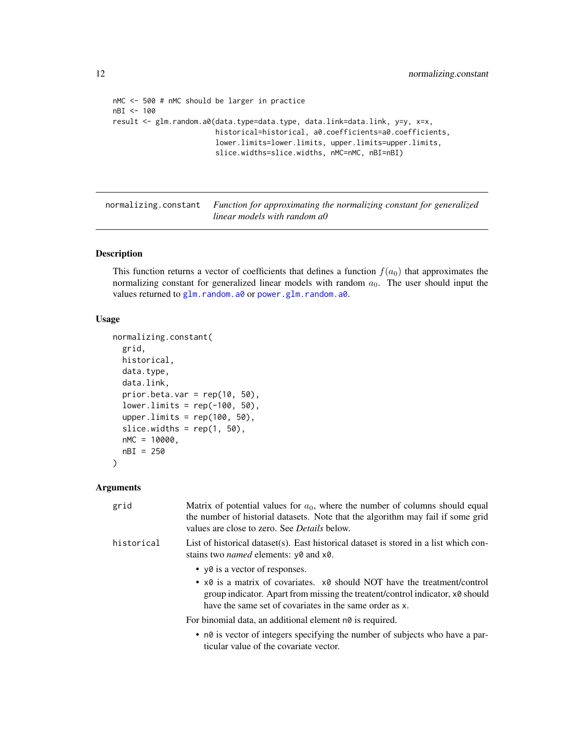```
nMC <- 500 # nMC should be larger in practice
nBI <- 100
result <- glm.random.a0(data.type=data.type, data.link=data.link, y=y, x=x,
                        historical=historical, a0.coefficients=a0.coefficients,
                        lower.limits=lower.limits, upper.limits=upper.limits,
                        slice.widths=slice.widths, nMC=nMC, nBI=nBI)
```

## normalizing.constant — *Function for approximating the normalizing constant for generalized linear models with random a0*

### Description

This function returns a vector of coefficients that defines a function $f(a_0)$ that approximates the normalizing constant for generalized linear models with random $a_0$. The user should input the values returned to `glm.random.a0` or `power.glm.random.a0`.

### Usage

```
normalizing.constant(
  grid,
  historical,
  data.type,
  data.link,
  prior.beta.var = rep(10, 50),
  lower.limits = rep(-100, 50),
  upper.limits = rep(100, 50),
  slice.widths = rep(1, 50),
  nMC = 10000,
  nBI = 250
)
```

### Arguments

`grid` — Matrix of potential values for $a_0$, where the number of columns should equal the number of historial datasets. Note that the algorithm may fail if some grid values are close to zero. See *Details* below.

`historical` — List of historical dataset(s). East historical dataset is stored in a list which constains two *named* elements: `y0` and `x0`.

- `y0` is a vector of responses.
- `x0` is a matrix of covariates. `x0` should NOT have the treatment/control group indicator. Apart from missing the treatent/control indicator, `x0` should have the same set of covariates in the same order as `x`.

For binomial data, an additional element `n0` is required.

- `n0` is vector of integers specifying the number of subjects who have a particular value of the covariate vector.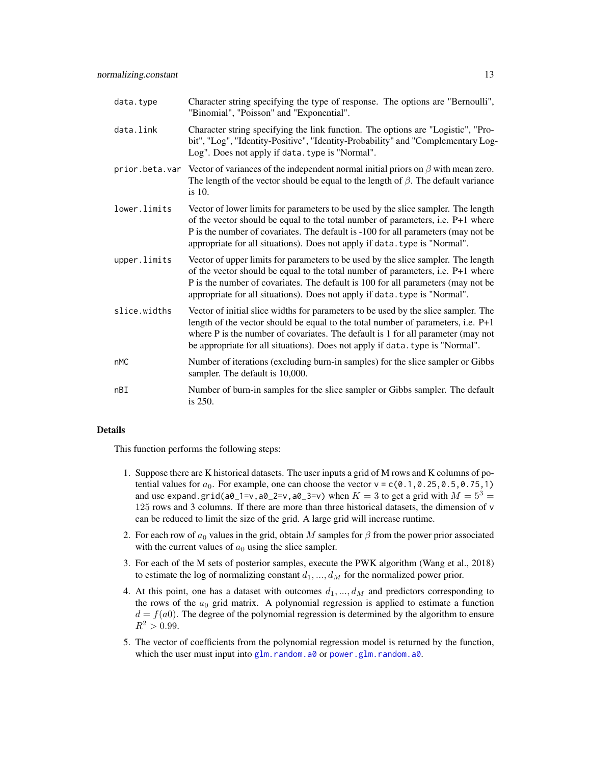| | |
|---|---|
| `data.type` | Character string specifying the type of response. The options are "Bernoulli", "Binomial", "Poisson" and "Exponential". |
| `data.link` | Character string specifying the link function. The options are "Logistic", "Probit", "Log", "Identity-Positive", "Identity-Probability" and "Complementary Log-Log". Does not apply if `data.type` is "Normal". |
| `prior.beta.var` | Vector of variances of the independent normal initial priors on $\beta$ with mean zero. The length of the vector should be equal to the length of $\beta$. The default variance is 10. |
| `lower.limits` | Vector of lower limits for parameters to be used by the slice sampler. The length of the vector should be equal to the total number of parameters, i.e. P+1 where P is the number of covariates. The default is -100 for all parameters (may not be appropriate for all situations). Does not apply if `data.type` is "Normal". |
| `upper.limits` | Vector of upper limits for parameters to be used by the slice sampler. The length of the vector should be equal to the total number of parameters, i.e. P+1 where P is the number of covariates. The default is 100 for all parameters (may not be appropriate for all situations). Does not apply if `data.type` is "Normal". |
| `slice.widths` | Vector of initial slice widths for parameters to be used by the slice sampler. The length of the vector should be equal to the total number of parameters, i.e. P+1 where P is the number of covariates. The default is 1 for all parameter (may not be appropriate for all situations). Does not apply if `data.type` is "Normal". |
| `nMC` | Number of iterations (excluding burn-in samples) for the slice sampler or Gibbs sampler. The default is 10,000. |
| `nBI` | Number of burn-in samples for the slice sampler or Gibbs sampler. The default is 250. |

## Details

This function performs the following steps:

1. Suppose there are K historical datasets. The user inputs a grid of M rows and K columns of potential values for $a_0$. For example, one can choose the vector `v = c(0.1,0.25,0.5,0.75,1)` and use `expand.grid(a0_1=v,a0_2=v,a0_3=v)` when $K = 3$ to get a grid with $M = 5^3 = 125$ rows and 3 columns. If there are more than three historical datasets, the dimension of `v` can be reduced to limit the size of the grid. A large grid will increase runtime.
2. For each row of $a_0$ values in the grid, obtain $M$ samples for $\beta$ from the power prior associated with the current values of $a_0$ using the slice sampler.
3. For each of the M sets of posterior samples, execute the PWK algorithm (Wang et al., 2018) to estimate the log of normalizing constant $d_1, ..., d_M$ for the normalized power prior.
4. At this point, one has a dataset with outcomes $d_1, ..., d_M$ and predictors corresponding to the rows of the $a_0$ grid matrix. A polynomial regression is applied to estimate a function $d = f(a0)$. The degree of the polynomial regression is determined by the algorithm to ensure $R^2 > 0.99$.
5. The vector of coefficients from the polynomial regression model is returned by the function, which the user must input into `glm.random.a0` or `power.glm.random.a0`.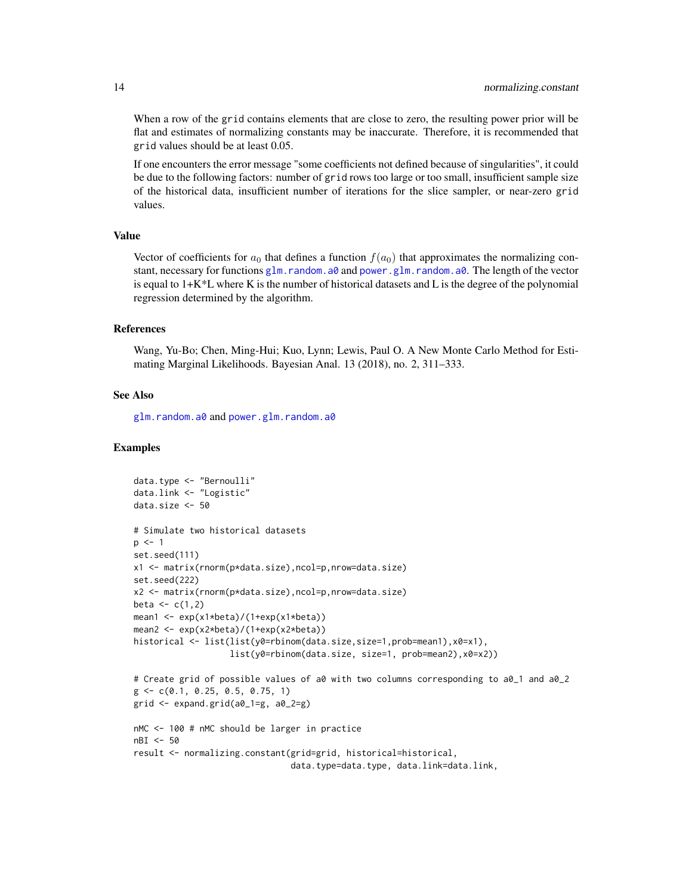When a row of the grid contains elements that are close to zero, the resulting power prior will be flat and estimates of normalizing constants may be inaccurate. Therefore, it is recommended that grid values should be at least 0.05.

If one encounters the error message "some coefficients not defined because of singularities", it could be due to the following factors: number of grid rows too large or too small, insufficient sample size of the historical data, insufficient number of iterations for the slice sampler, or near-zero grid values.

### Value

Vector of coefficients for $a_0$ that defines a function $f(a_0)$ that approximates the normalizing constant, necessary for functions glm.random.a0 and power.glm.random.a0. The length of the vector is equal to 1+K*L where K is the number of historical datasets and L is the degree of the polynomial regression determined by the algorithm.

### References

Wang, Yu-Bo; Chen, Ming-Hui; Kuo, Lynn; Lewis, Paul O. A New Monte Carlo Method for Estimating Marginal Likelihoods. Bayesian Anal. 13 (2018), no. 2, 311–333.

### See Also

glm.random.a0 and power.glm.random.a0

### Examples

```
data.type <- "Bernoulli"
data.link <- "Logistic"
data.size <- 50

# Simulate two historical datasets
p <- 1
set.seed(111)
x1 <- matrix(rnorm(p*data.size),ncol=p,nrow=data.size)
set.seed(222)
x2 <- matrix(rnorm(p*data.size),ncol=p,nrow=data.size)
beta <- c(1,2)
mean1 <- exp(x1*beta)/(1+exp(x1*beta))
mean2 <- exp(x2*beta)/(1+exp(x2*beta))
historical <- list(list(y0=rbinom(data.size,size=1,prob=mean1),x0=x1),
                   list(y0=rbinom(data.size, size=1, prob=mean2),x0=x2))

# Create grid of possible values of a0 with two columns corresponding to a0_1 and a0_2
g <- c(0.1, 0.25, 0.5, 0.75, 1)
grid <- expand.grid(a0_1=g, a0_2=g)

nMC <- 100 # nMC should be larger in practice
nBI <- 50
result <- normalizing.constant(grid=grid, historical=historical,
                               data.type=data.type, data.link=data.link,
```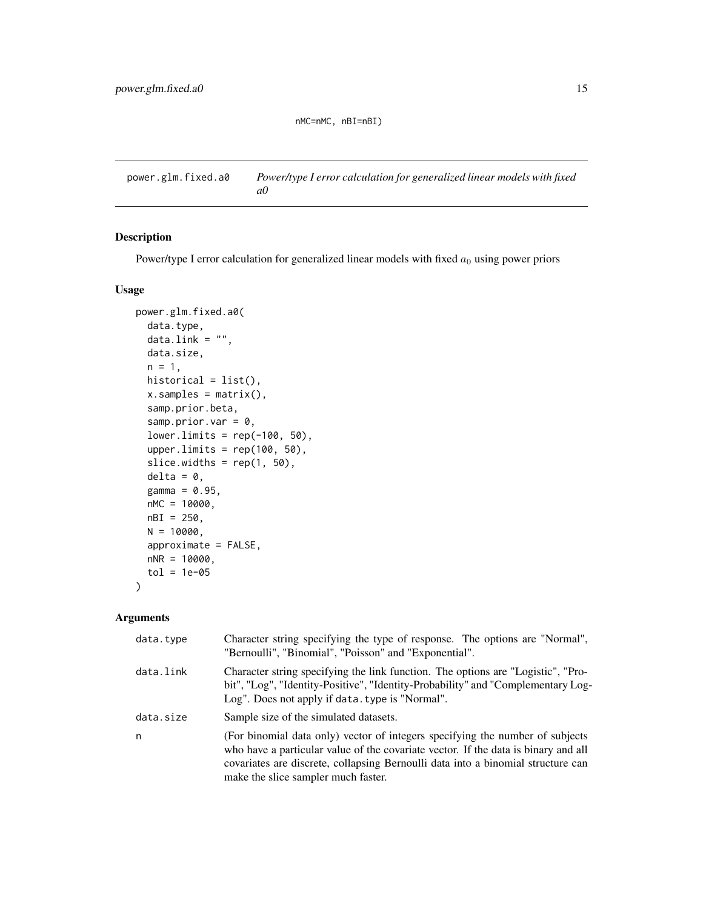```
nMC=nMC, nBI=nBI)
```

## power.glm.fixed.a0 — *Power/type I error calculation for generalized linear models with fixed a0*

### Description

Power/type I error calculation for generalized linear models with fixed $a_0$ using power priors

### Usage

```
power.glm.fixed.a0(
  data.type,
  data.link = "",
  data.size,
  n = 1,
  historical = list(),
  x.samples = matrix(),
  samp.prior.beta,
  samp.prior.var = 0,
  lower.limits = rep(-100, 50),
  upper.limits = rep(100, 50),
  slice.widths = rep(1, 50),
  delta = 0,
  gamma = 0.95,
  nMC = 10000,
  nBI = 250,
  N = 10000,
  approximate = FALSE,
  nNR = 10000,
  tol = 1e-05
)
```

### Arguments

| | |
|---|---|
| data.type | Character string specifying the type of response. The options are "Normal", "Bernoulli", "Binomial", "Poisson" and "Exponential". |
| data.link | Character string specifying the link function. The options are "Logistic", "Probit", "Log", "Identity-Positive", "Identity-Probability" and "Complementary Log-Log". Does not apply if data.type is "Normal". |
| data.size | Sample size of the simulated datasets. |
| n | (For binomial data only) vector of integers specifying the number of subjects who have a particular value of the covariate vector. If the data is binary and all covariates are discrete, collapsing Bernoulli data into a binomial structure can make the slice sampler much faster. |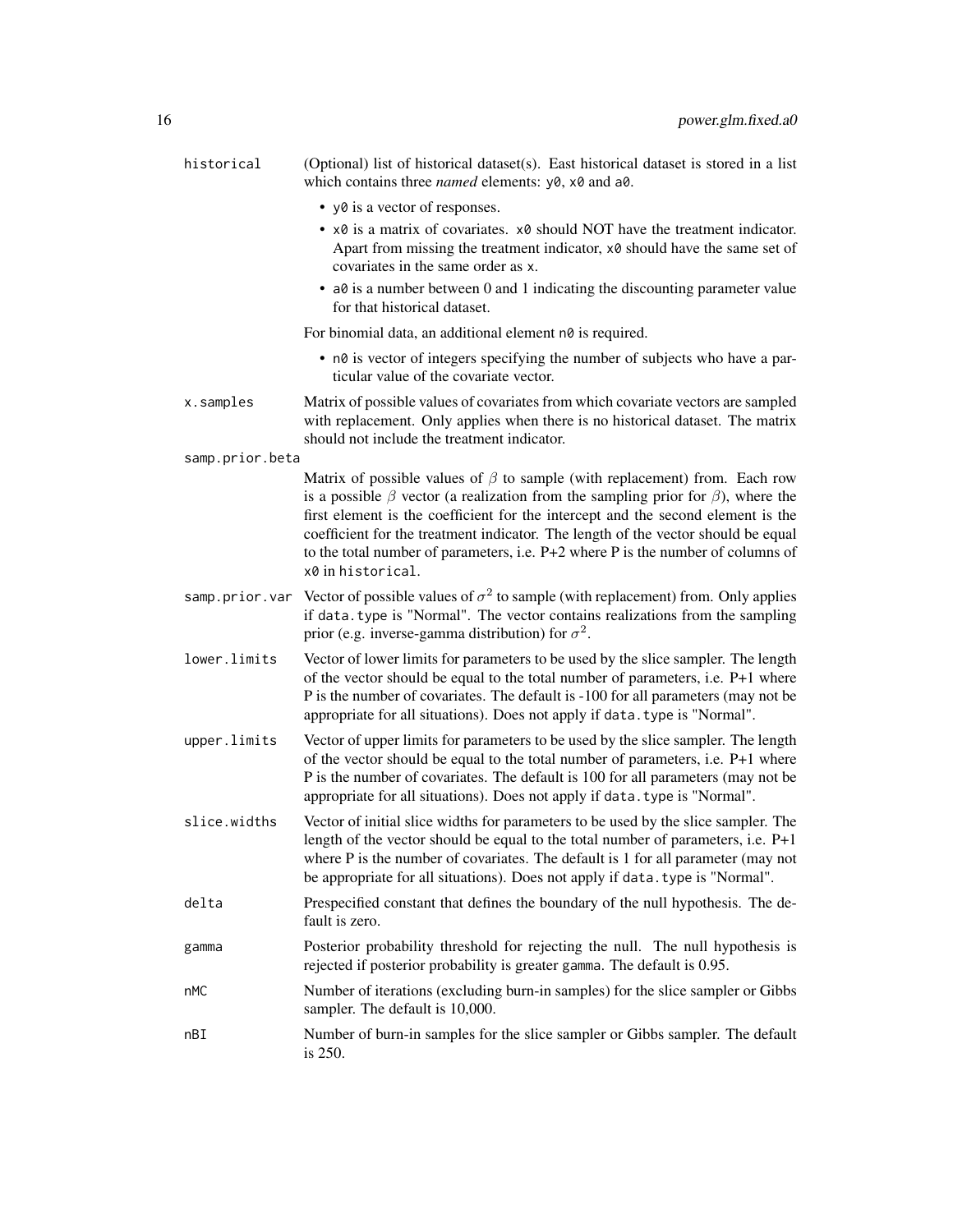historical
: (Optional) list of historical dataset(s). East historical dataset is stored in a list which contains three *named* elements: `y0`, `x0` and `a0`.

- `y0` is a vector of responses.
- `x0` is a matrix of covariates. `x0` should NOT have the treatment indicator. Apart from missing the treatment indicator, `x0` should have the same set of covariates in the same order as `x`.
- `a0` is a number between 0 and 1 indicating the discounting parameter value for that historical dataset.

For binomial data, an additional element `n0` is required.

- `n0` is vector of integers specifying the number of subjects who have a particular value of the covariate vector.

x.samples
: Matrix of possible values of covariates from which covariate vectors are sampled with replacement. Only applies when there is no historical dataset. The matrix should not include the treatment indicator.

samp.prior.beta
: Matrix of possible values of $\beta$ to sample (with replacement) from. Each row is a possible $\beta$ vector (a realization from the sampling prior for $\beta$), where the first element is the coefficient for the intercept and the second element is the coefficient for the treatment indicator. The length of the vector should be equal to the total number of parameters, i.e. P+2 where P is the number of columns of `x0` in `historical`.

samp.prior.var
: Vector of possible values of $\sigma^2$ to sample (with replacement) from. Only applies if `data.type` is "Normal". The vector contains realizations from the sampling prior (e.g. inverse-gamma distribution) for $\sigma^2$.

lower.limits
: Vector of lower limits for parameters to be used by the slice sampler. The length of the vector should be equal to the total number of parameters, i.e. P+1 where P is the number of covariates. The default is -100 for all parameters (may not be appropriate for all situations). Does not apply if `data.type` is "Normal".

upper.limits
: Vector of upper limits for parameters to be used by the slice sampler. The length of the vector should be equal to the total number of parameters, i.e. P+1 where P is the number of covariates. The default is 100 for all parameters (may not be appropriate for all situations). Does not apply if `data.type` is "Normal".

slice.widths
: Vector of initial slice widths for parameters to be used by the slice sampler. The length of the vector should be equal to the total number of parameters, i.e. P+1 where P is the number of covariates. The default is 1 for all parameter (may not be appropriate for all situations). Does not apply if `data.type` is "Normal".

delta
: Prespecified constant that defines the boundary of the null hypothesis. The default is zero.

gamma
: Posterior probability threshold for rejecting the null. The null hypothesis is rejected if posterior probability is greater `gamma`. The default is 0.95.

nMC
: Number of iterations (excluding burn-in samples) for the slice sampler or Gibbs sampler. The default is 10,000.

nBI
: Number of burn-in samples for the slice sampler or Gibbs sampler. The default is 250.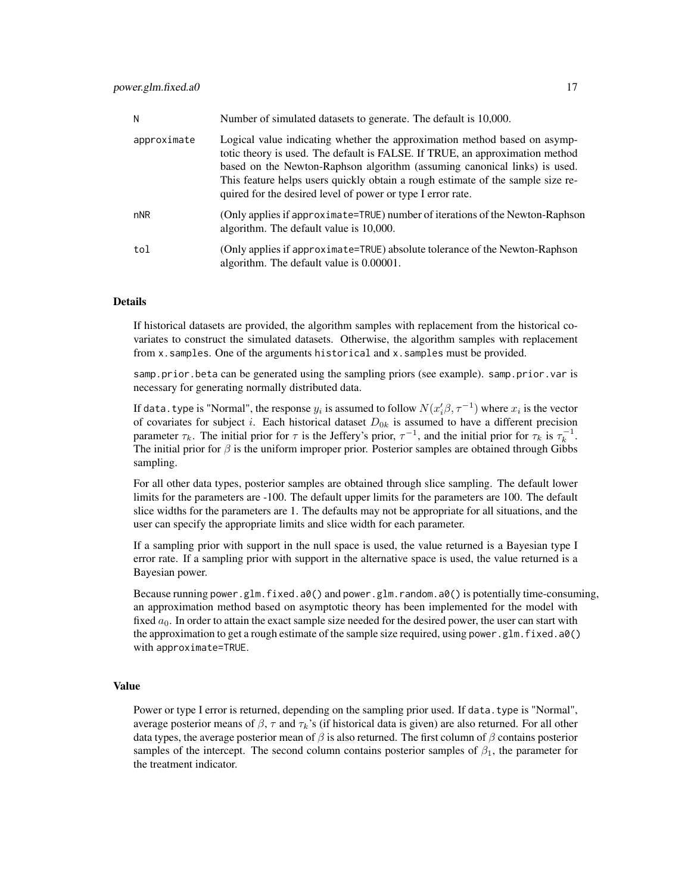| | |
|---|---|
| N | Number of simulated datasets to generate. The default is 10,000. |
| approximate | Logical value indicating whether the approximation method based on asymptotic theory is used. The default is FALSE. If TRUE, an approximation method based on the Newton-Raphson algorithm (assuming canonical links) is used. This feature helps users quickly obtain a rough estimate of the sample size required for the desired level of power or type I error rate. |
| nNR | (Only applies if `approximate=TRUE`) number of iterations of the Newton-Raphson algorithm. The default value is 10,000. |
| tol | (Only applies if `approximate=TRUE`) absolute tolerance of the Newton-Raphson algorithm. The default value is 0.00001. |

## Details

If historical datasets are provided, the algorithm samples with replacement from the historical covariates to construct the simulated datasets. Otherwise, the algorithm samples with replacement from `x.samples`. One of the arguments `historical` and `x.samples` must be provided.

`samp.prior.beta` can be generated using the sampling priors (see example). `samp.prior.var` is necessary for generating normally distributed data.

If `data.type` is "Normal", the response $y_i$ is assumed to follow $N(x_i'\beta, \tau^{-1})$ where $x_i$ is the vector of covariates for subject $i$. Each historical dataset $D_{0k}$ is assumed to have a different precision parameter $\tau_k$. The initial prior for $\tau$ is the Jeffery's prior, $\tau^{-1}$, and the initial prior for $\tau_k$ is $\tau_k^{-1}$. The initial prior for $\beta$ is the uniform improper prior. Posterior samples are obtained through Gibbs sampling.

For all other data types, posterior samples are obtained through slice sampling. The default lower limits for the parameters are -100. The default upper limits for the parameters are 100. The default slice widths for the parameters are 1. The defaults may not be appropriate for all situations, and the user can specify the appropriate limits and slice width for each parameter.

If a sampling prior with support in the null space is used, the value returned is a Bayesian type I error rate. If a sampling prior with support in the alternative space is used, the value returned is a Bayesian power.

Because running `power.glm.fixed.a0()` and `power.glm.random.a0()` is potentially time-consuming, an approximation method based on asymptotic theory has been implemented for the model with fixed $a_0$. In order to attain the exact sample size needed for the desired power, the user can start with the approximation to get a rough estimate of the sample size required, using `power.glm.fixed.a0()` with `approximate=TRUE`.

## Value

Power or type I error is returned, depending on the sampling prior used. If `data.type` is "Normal", average posterior means of $\beta$, $\tau$ and $\tau_k$'s (if historical data is given) are also returned. For all other data types, the average posterior mean of $\beta$ is also returned. The first column of $\beta$ contains posterior samples of the intercept. The second column contains posterior samples of $\beta_1$, the parameter for the treatment indicator.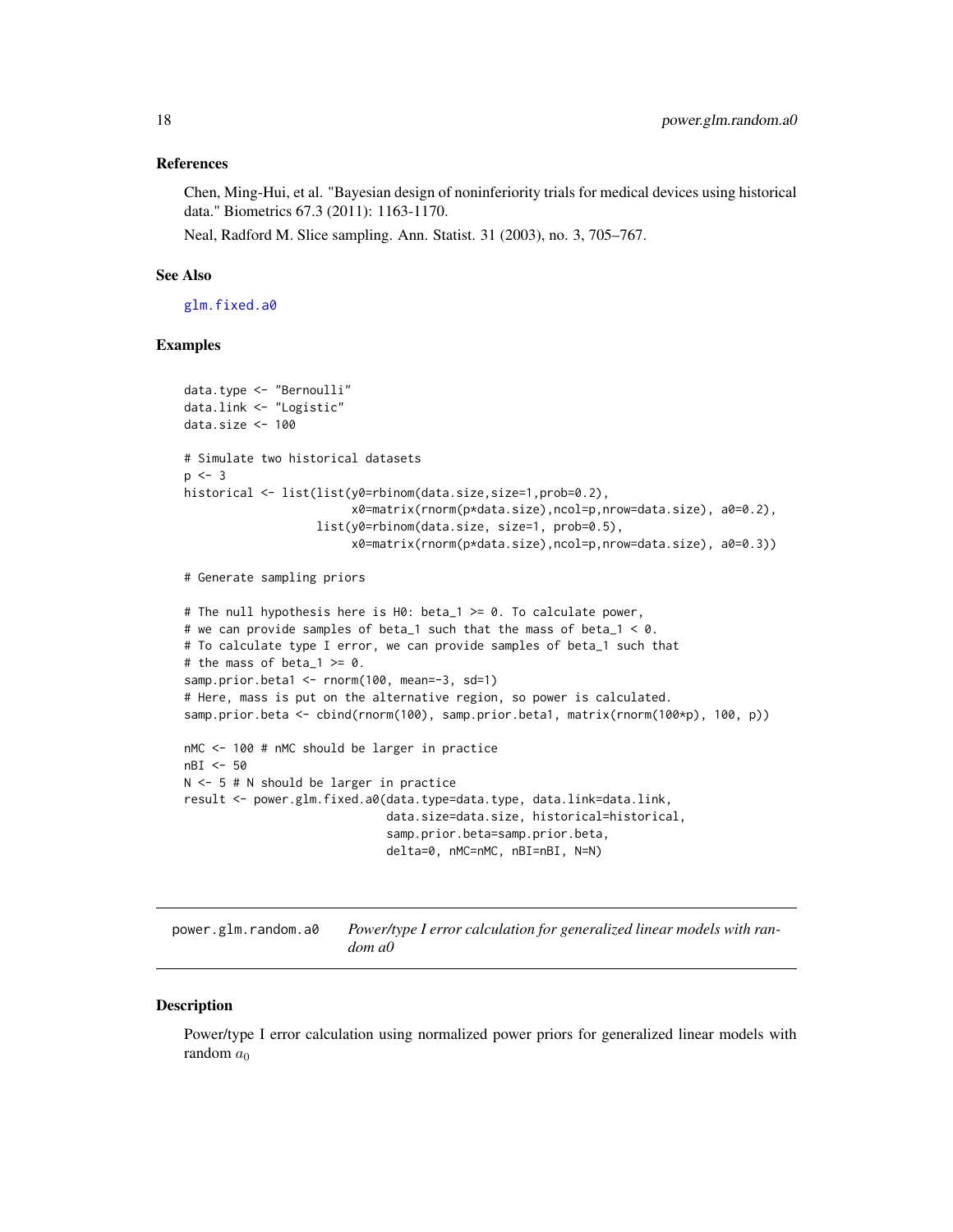### References

Chen, Ming-Hui, et al. "Bayesian design of noninferiority trials for medical devices using historical data." Biometrics 67.3 (2011): 1163-1170.

Neal, Radford M. Slice sampling. Ann. Statist. 31 (2003), no. 3, 705–767.

### See Also

glm.fixed.a0

### Examples

```
data.type <- "Bernoulli"
data.link <- "Logistic"
data.size <- 100

# Simulate two historical datasets
p <- 3
historical <- list(list(y0=rbinom(data.size,size=1,prob=0.2),
                        x0=matrix(rnorm(p*data.size),ncol=p,nrow=data.size), a0=0.2),
                   list(y0=rbinom(data.size, size=1, prob=0.5),
                        x0=matrix(rnorm(p*data.size),ncol=p,nrow=data.size), a0=0.3))

# Generate sampling priors

# The null hypothesis here is H0: beta_1 >= 0. To calculate power,
# we can provide samples of beta_1 such that the mass of beta_1 < 0.
# To calculate type I error, we can provide samples of beta_1 such that
# the mass of beta_1 >= 0.
samp.prior.beta1 <- rnorm(100, mean=-3, sd=1)
# Here, mass is put on the alternative region, so power is calculated.
samp.prior.beta <- cbind(rnorm(100), samp.prior.beta1, matrix(rnorm(100*p), 100, p))

nMC <- 100 # nMC should be larger in practice
nBI <- 50
N <- 5 # N should be larger in practice
result <- power.glm.fixed.a0(data.type=data.type, data.link=data.link,
                             data.size=data.size, historical=historical,
                             samp.prior.beta=samp.prior.beta,
                             delta=0, nMC=nMC, nBI=nBI, N=N)
```

## power.glm.random.a0 — *Power/type I error calculation for generalized linear models with random a0*

### Description

Power/type I error calculation using normalized power priors for generalized linear models with random $a_0$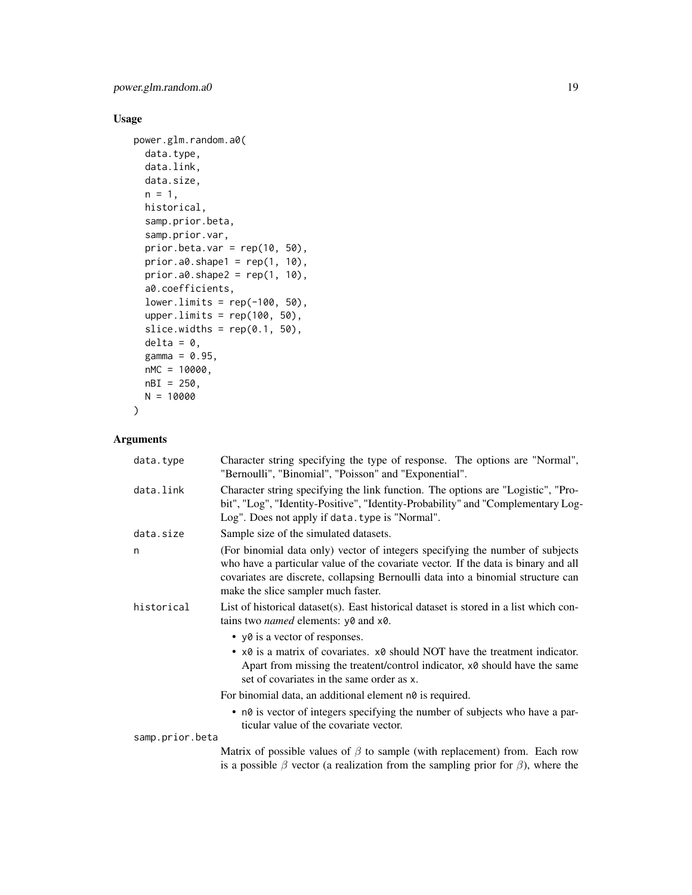## Usage

```
power.glm.random.a0(
  data.type,
  data.link,
  data.size,
  n = 1,
  historical,
  samp.prior.beta,
  samp.prior.var,
  prior.beta.var = rep(10, 50),
  prior.a0.shape1 = rep(1, 10),
  prior.a0.shape2 = rep(1, 10),
  a0.coefficients,
  lower.limits = rep(-100, 50),
  upper.limits = rep(100, 50),
  slice.widths = rep(0.1, 50),
  delta = 0,
  gamma = 0.95,
  nMC = 10000,
  nBI = 250,
  N = 10000
)
```

## Arguments

`data.type` Character string specifying the type of response. The options are "Normal", "Bernoulli", "Binomial", "Poisson" and "Exponential".

`data.link` Character string specifying the link function. The options are "Logistic", "Probit", "Log", "Identity-Positive", "Identity-Probability" and "Complementary Log-Log". Does not apply if `data.type` is "Normal".

`data.size` Sample size of the simulated datasets.

`n` (For binomial data only) vector of integers specifying the number of subjects who have a particular value of the covariate vector. If the data is binary and all covariates are discrete, collapsing Bernoulli data into a binomial structure can make the slice sampler much faster.

`historical` List of historical dataset(s). East historical dataset is stored in a list which contains two *named* elements: `y0` and `x0`.

- `y0` is a vector of responses.
- `x0` is a matrix of covariates. `x0` should NOT have the treatment indicator. Apart from missing the treatent/control indicator, `x0` should have the same set of covariates in the same order as `x`.

For binomial data, an additional element `n0` is required.

- `n0` is vector of integers specifying the number of subjects who have a particular value of the covariate vector.

`samp.prior.beta` Matrix of possible values of $\beta$ to sample (with replacement) from. Each row is a possible $\beta$ vector (a realization from the sampling prior for $\beta$), where the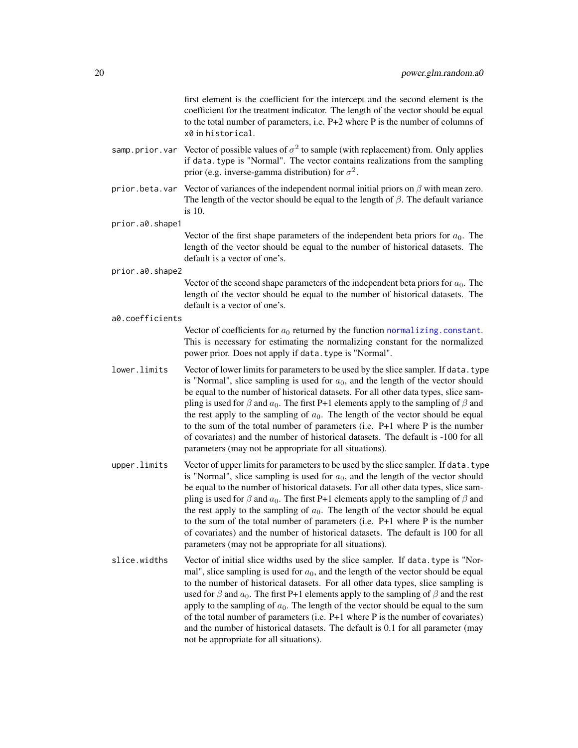first element is the coefficient for the intercept and the second element is the coefficient for the treatment indicator. The length of the vector should be equal to the total number of parameters, i.e. P+2 where P is the number of columns of `x0` in `historical`.

`samp.prior.var`
: Vector of possible values of $\sigma^2$ to sample (with replacement) from. Only applies if `data.type` is "Normal". The vector contains realizations from the sampling prior (e.g. inverse-gamma distribution) for $\sigma^2$.

`prior.beta.var`
: Vector of variances of the independent normal initial priors on $\beta$ with mean zero. The length of the vector should be equal to the length of $\beta$. The default variance is 10.

`prior.a0.shape1`
: Vector of the first shape parameters of the independent beta priors for $a_0$. The length of the vector should be equal to the number of historical datasets. The default is a vector of one's.

`prior.a0.shape2`
: Vector of the second shape parameters of the independent beta priors for $a_0$. The length of the vector should be equal to the number of historical datasets. The default is a vector of one's.

`a0.coefficients`
: Vector of coefficients for $a_0$ returned by the function `normalizing.constant`. This is necessary for estimating the normalizing constant for the normalized power prior. Does not apply if `data.type` is "Normal".

`lower.limits`
: Vector of lower limits for parameters to be used by the slice sampler. If `data.type` is "Normal", slice sampling is used for $a_0$, and the length of the vector should be equal to the number of historical datasets. For all other data types, slice sampling is used for $\beta$ and $a_0$. The first P+1 elements apply to the sampling of $\beta$ and the rest apply to the sampling of $a_0$. The length of the vector should be equal to the sum of the total number of parameters (i.e. P+1 where P is the number of covariates) and the number of historical datasets. The default is -100 for all parameters (may not be appropriate for all situations).

`upper.limits`
: Vector of upper limits for parameters to be used by the slice sampler. If `data.type` is "Normal", slice sampling is used for $a_0$, and the length of the vector should be equal to the number of historical datasets. For all other data types, slice sampling is used for $\beta$ and $a_0$. The first P+1 elements apply to the sampling of $\beta$ and the rest apply to the sampling of $a_0$. The length of the vector should be equal to the sum of the total number of parameters (i.e. P+1 where P is the number of covariates) and the number of historical datasets. The default is 100 for all parameters (may not be appropriate for all situations).

`slice.widths`
: Vector of initial slice widths used by the slice sampler. If `data.type` is "Normal", slice sampling is used for $a_0$, and the length of the vector should be equal to the number of historical datasets. For all other data types, slice sampling is used for $\beta$ and $a_0$. The first P+1 elements apply to the sampling of $\beta$ and the rest apply to the sampling of $a_0$. The length of the vector should be equal to the sum of the total number of parameters (i.e. P+1 where P is the number of covariates) and the number of historical datasets. The default is 0.1 for all parameter (may not be appropriate for all situations).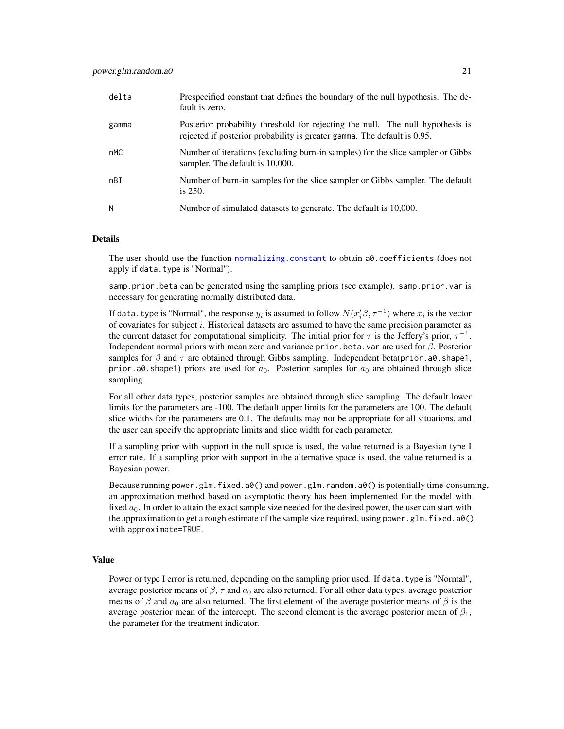| | |
|---|---|
| delta | Prespecified constant that defines the boundary of the null hypothesis. The default is zero. |
| gamma | Posterior probability threshold for rejecting the null. The null hypothesis is rejected if posterior probability is greater gamma. The default is 0.95. |
| nMC | Number of iterations (excluding burn-in samples) for the slice sampler or Gibbs sampler. The default is 10,000. |
| nBI | Number of burn-in samples for the slice sampler or Gibbs sampler. The default is 250. |
| N | Number of simulated datasets to generate. The default is 10,000. |

### Details

The user should use the function `normalizing.constant` to obtain `a0.coefficients` (does not apply if `data.type` is "Normal").

`samp.prior.beta` can be generated using the sampling priors (see example). `samp.prior.var` is necessary for generating normally distributed data.

If `data.type` is "Normal", the response $y_i$ is assumed to follow $N(x_i'\beta, \tau^{-1})$ where $x_i$ is the vector of covariates for subject $i$. Historical datasets are assumed to have the same precision parameter as the current dataset for computational simplicity. The initial prior for $\tau$ is the Jeffery's prior, $\tau^{-1}$. Independent normal priors with mean zero and variance `prior.beta.var` are used for $\beta$. Posterior samples for $\beta$ and $\tau$ are obtained through Gibbs sampling. Independent beta(`prior.a0.shape1`, `prior.a0.shape1`) priors are used for $a_0$. Posterior samples for $a_0$ are obtained through slice sampling.

For all other data types, posterior samples are obtained through slice sampling. The default lower limits for the parameters are -100. The default upper limits for the parameters are 100. The default slice widths for the parameters are 0.1. The defaults may not be appropriate for all situations, and the user can specify the appropriate limits and slice width for each parameter.

If a sampling prior with support in the null space is used, the value returned is a Bayesian type I error rate. If a sampling prior with support in the alternative space is used, the value returned is a Bayesian power.

Because running `power.glm.fixed.a0()` and `power.glm.random.a0()` is potentially time-consuming, an approximation method based on asymptotic theory has been implemented for the model with fixed $a_0$. In order to attain the exact sample size needed for the desired power, the user can start with the approximation to get a rough estimate of the sample size required, using `power.glm.fixed.a0()` with `approximate=TRUE`.

### Value

Power or type I error is returned, depending on the sampling prior used. If `data.type` is "Normal", average posterior means of $\beta$, $\tau$ and $a_0$ are also returned. For all other data types, average posterior means of $\beta$ and $a_0$ are also returned. The first element of the average posterior means of $\beta$ is the average posterior mean of the intercept. The second element is the average posterior mean of $\beta_1$, the parameter for the treatment indicator.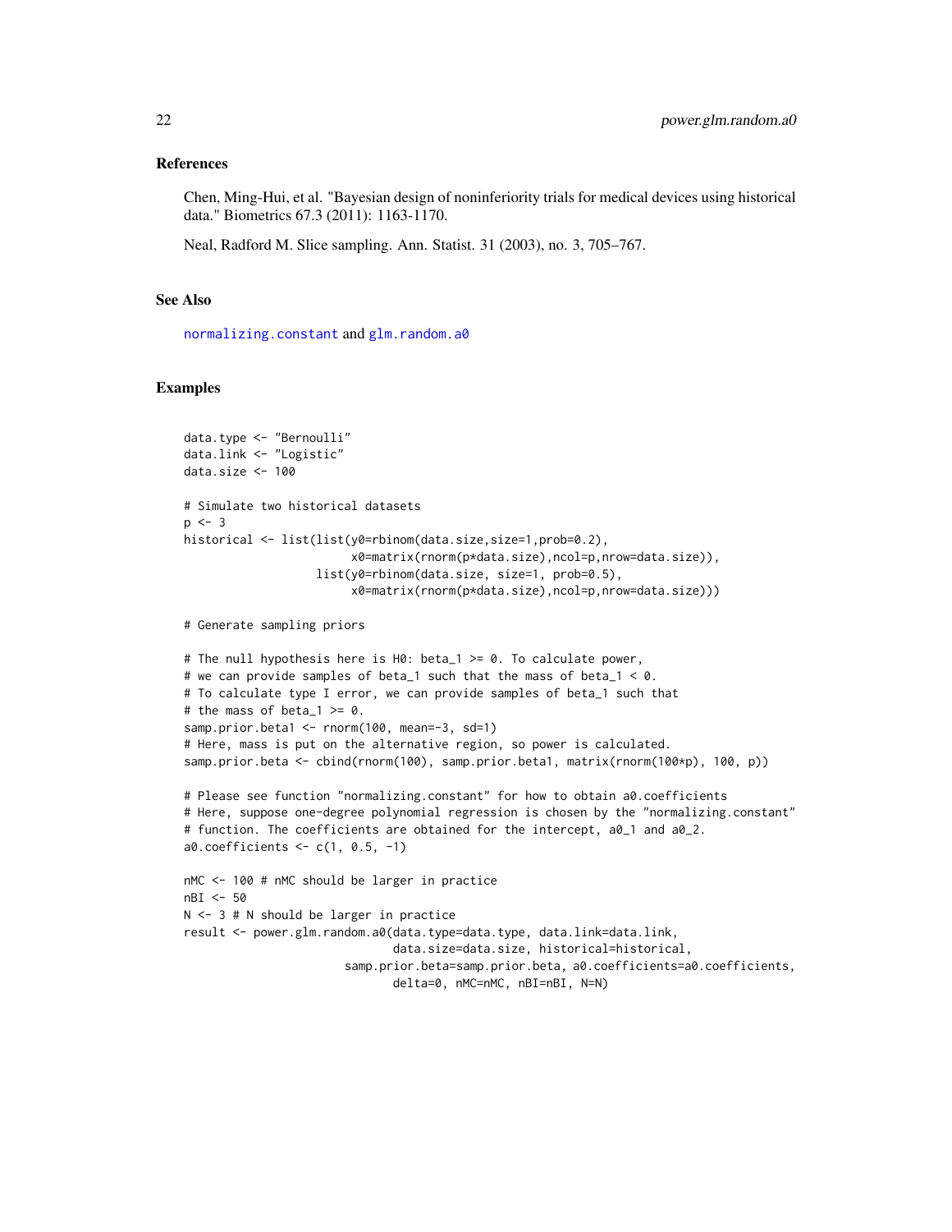## References

Chen, Ming-Hui, et al. "Bayesian design of noninferiority trials for medical devices using historical data." Biometrics 67.3 (2011): 1163-1170.

Neal, Radford M. Slice sampling. Ann. Statist. 31 (2003), no. 3, 705–767.

## See Also

normalizing.constant and glm.random.a0

## Examples

```
data.type <- "Bernoulli"
data.link <- "Logistic"
data.size <- 100

# Simulate two historical datasets
p <- 3
historical <- list(list(y0=rbinom(data.size,size=1,prob=0.2),
                        x0=matrix(rnorm(p*data.size),ncol=p,nrow=data.size)),
                   list(y0=rbinom(data.size, size=1, prob=0.5),
                        x0=matrix(rnorm(p*data.size),ncol=p,nrow=data.size)))

# Generate sampling priors

# The null hypothesis here is H0: beta_1 >= 0. To calculate power,
# we can provide samples of beta_1 such that the mass of beta_1 < 0.
# To calculate type I error, we can provide samples of beta_1 such that
# the mass of beta_1 >= 0.
samp.prior.beta1 <- rnorm(100, mean=-3, sd=1)
# Here, mass is put on the alternative region, so power is calculated.
samp.prior.beta <- cbind(rnorm(100), samp.prior.beta1, matrix(rnorm(100*p), 100, p))

# Please see function "normalizing.constant" for how to obtain a0.coefficients
# Here, suppose one-degree polynomial regression is chosen by the "normalizing.constant"
# function. The coefficients are obtained for the intercept, a0_1 and a0_2.
a0.coefficients <- c(1, 0.5, -1)

nMC <- 100 # nMC should be larger in practice
nBI <- 50
N <- 3 # N should be larger in practice
result <- power.glm.random.a0(data.type=data.type, data.link=data.link,
                              data.size=data.size, historical=historical,
                         samp.prior.beta=samp.prior.beta, a0.coefficients=a0.coefficients,
                              delta=0, nMC=nMC, nBI=nBI, N=N)
```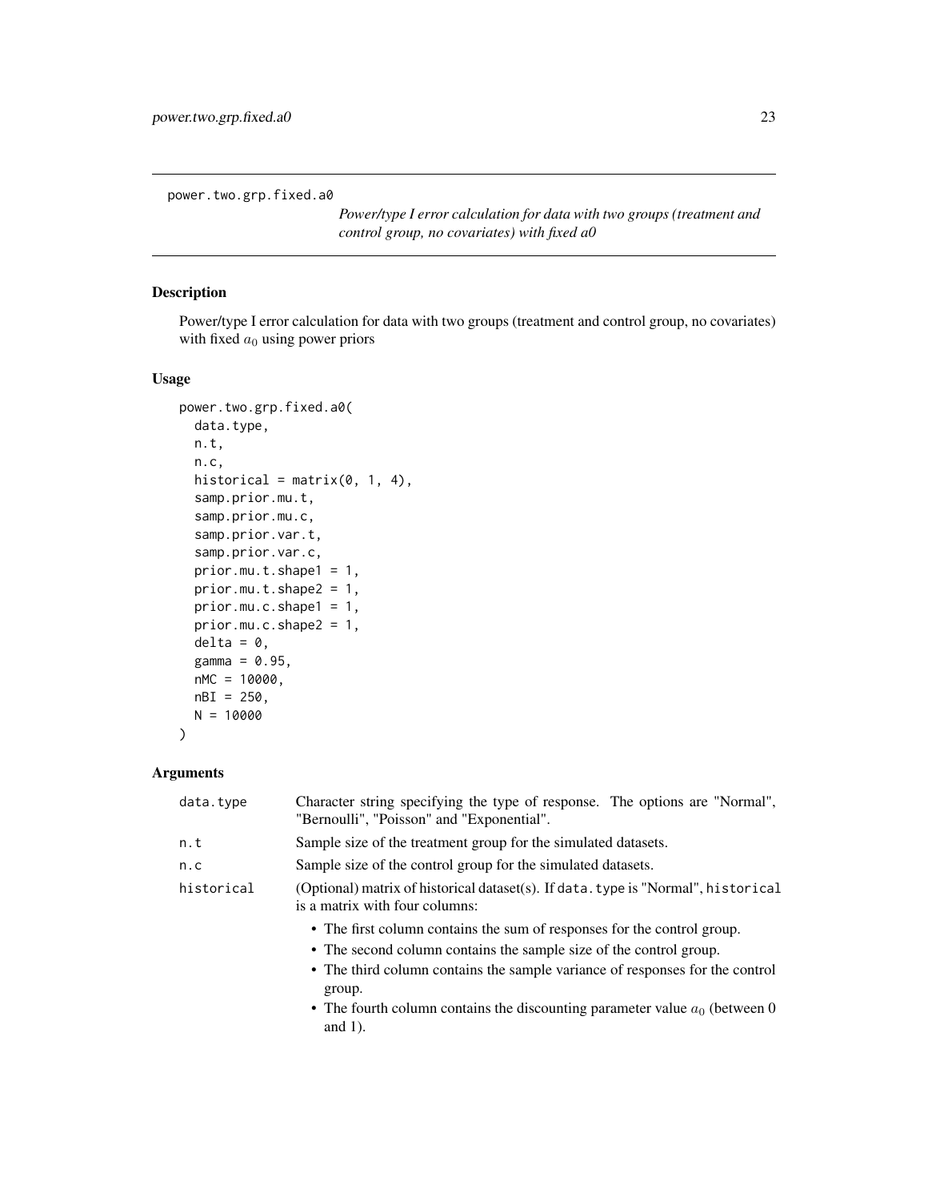power.two.grp.fixed.a0

*Power/type I error calculation for data with two groups (treatment and control group, no covariates) with fixed a0*

## Description

Power/type I error calculation for data with two groups (treatment and control group, no covariates) with fixed $a_0$ using power priors

## Usage

```
power.two.grp.fixed.a0(
  data.type,
  n.t,
  n.c,
  historical = matrix(0, 1, 4),
  samp.prior.mu.t,
  samp.prior.mu.c,
  samp.prior.var.t,
  samp.prior.var.c,
  prior.mu.t.shape1 = 1,
  prior.mu.t.shape2 = 1,
  prior.mu.c.shape1 = 1,
  prior.mu.c.shape2 = 1,
  delta = 0,
  gamma = 0.95,
  nMC = 10000,
  nBI = 250,
  N = 10000
)
```

## Arguments

`data.type` Character string specifying the type of response. The options are "Normal", "Bernoulli", "Poisson" and "Exponential".

`n.t` Sample size of the treatment group for the simulated datasets.

`n.c` Sample size of the control group for the simulated datasets.

`historical` (Optional) matrix of historical dataset(s). If `data.type` is "Normal", `historical` is a matrix with four columns:

- The first column contains the sum of responses for the control group.
- The second column contains the sample size of the control group.
- The third column contains the sample variance of responses for the control group.
- The fourth column contains the discounting parameter value $a_0$ (between 0 and 1).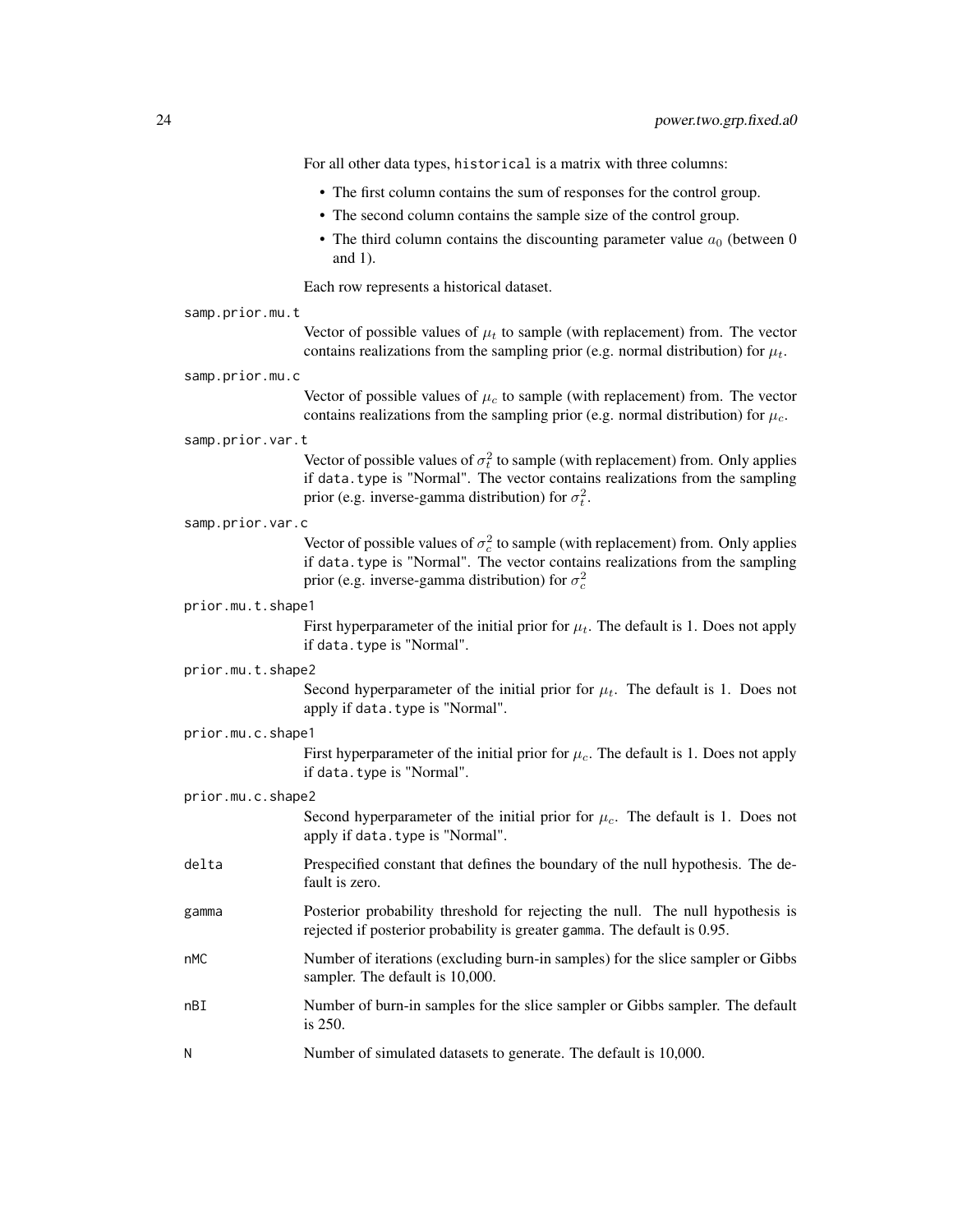For all other data types, `historical` is a matrix with three columns:

- The first column contains the sum of responses for the control group.
- The second column contains the sample size of the control group.
- The third column contains the discounting parameter value $a_0$ (between 0 and 1).

Each row represents a historical dataset.

`samp.prior.mu.t`
: Vector of possible values of $\mu_t$ to sample (with replacement) from. The vector contains realizations from the sampling prior (e.g. normal distribution) for $\mu_t$.

`samp.prior.mu.c`
: Vector of possible values of $\mu_c$ to sample (with replacement) from. The vector contains realizations from the sampling prior (e.g. normal distribution) for $\mu_c$.

`samp.prior.var.t`
: Vector of possible values of $\sigma_t^2$ to sample (with replacement) from. Only applies if `data.type` is "Normal". The vector contains realizations from the sampling prior (e.g. inverse-gamma distribution) for $\sigma_t^2$.

`samp.prior.var.c`
: Vector of possible values of $\sigma_c^2$ to sample (with replacement) from. Only applies if `data.type` is "Normal". The vector contains realizations from the sampling prior (e.g. inverse-gamma distribution) for $\sigma_c^2$

`prior.mu.t.shape1`
: First hyperparameter of the initial prior for $\mu_t$. The default is 1. Does not apply if `data.type` is "Normal".

`prior.mu.t.shape2`
: Second hyperparameter of the initial prior for $\mu_t$. The default is 1. Does not apply if `data.type` is "Normal".

`prior.mu.c.shape1`
: First hyperparameter of the initial prior for $\mu_c$. The default is 1. Does not apply if `data.type` is "Normal".

`prior.mu.c.shape2`
: Second hyperparameter of the initial prior for $\mu_c$. The default is 1. Does not apply if `data.type` is "Normal".

`delta`
: Prespecified constant that defines the boundary of the null hypothesis. The default is zero.

`gamma`
: Posterior probability threshold for rejecting the null. The null hypothesis is rejected if posterior probability is greater `gamma`. The default is 0.95.

`nMC`
: Number of iterations (excluding burn-in samples) for the slice sampler or Gibbs sampler. The default is 10,000.

`nBI`
: Number of burn-in samples for the slice sampler or Gibbs sampler. The default is 250.

`N`
: Number of simulated datasets to generate. The default is 10,000.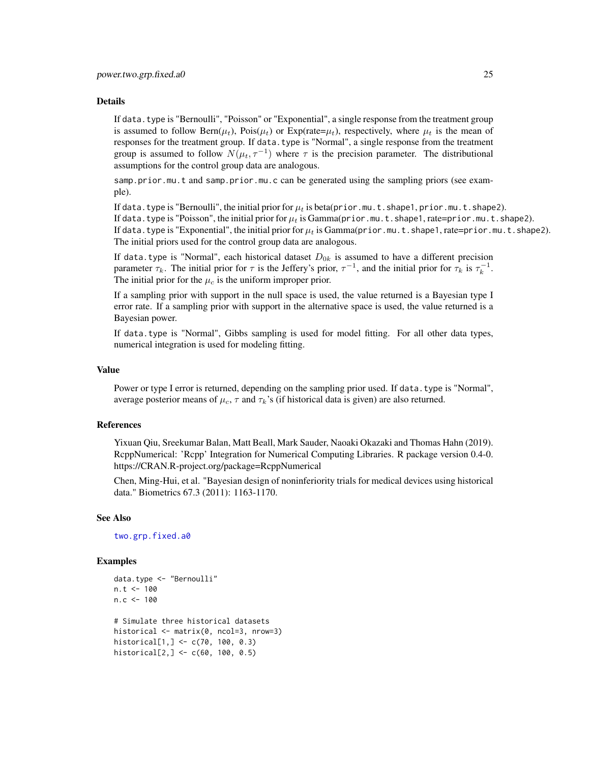### Details

If `data.type` is "Bernoulli", "Poisson" or "Exponential", a single response from the treatment group is assumed to follow Bern($\mu_t$), Pois($\mu_t$) or Exp(rate=$\mu_t$), respectively, where $\mu_t$ is the mean of responses for the treatment group. If `data.type` is "Normal", a single response from the treatment group is assumed to follow $N(\mu_t, \tau^{-1})$ where $\tau$ is the precision parameter. The distributional assumptions for the control group data are analogous.

`samp.prior.mu.t` and `samp.prior.mu.c` can be generated using the sampling priors (see example).

If `data.type` is "Bernoulli", the initial prior for $\mu_t$ is beta(`prior.mu.t.shape1`, `prior.mu.t.shape2`).
If `data.type` is "Poisson", the initial prior for $\mu_t$ is Gamma(`prior.mu.t.shape1`, rate=`prior.mu.t.shape2`).
If `data.type` is "Exponential", the initial prior for $\mu_t$ is Gamma(`prior.mu.t.shape1`, rate=`prior.mu.t.shape2`).
The initial priors used for the control group data are analogous.

If `data.type` is "Normal", each historical dataset $D_{0k}$ is assumed to have a different precision parameter $\tau_k$. The initial prior for $\tau$ is the Jeffery's prior, $\tau^{-1}$, and the initial prior for $\tau_k$ is $\tau_k^{-1}$. The initial prior for the $\mu_c$ is the uniform improper prior.

If a sampling prior with support in the null space is used, the value returned is a Bayesian type I error rate. If a sampling prior with support in the alternative space is used, the value returned is a Bayesian power.

If `data.type` is "Normal", Gibbs sampling is used for model fitting. For all other data types, numerical integration is used for modeling fitting.

### Value

Power or type I error is returned, depending on the sampling prior used. If `data.type` is "Normal", average posterior means of $\mu_c$, $\tau$ and $\tau_k$'s (if historical data is given) are also returned.

### References

Yixuan Qiu, Sreekumar Balan, Matt Beall, Mark Sauder, Naoaki Okazaki and Thomas Hahn (2019). RcppNumerical: 'Rcpp' Integration for Numerical Computing Libraries. R package version 0.4-0. https://CRAN.R-project.org/package=RcppNumerical

Chen, Ming-Hui, et al. "Bayesian design of noninferiority trials for medical devices using historical data." Biometrics 67.3 (2011): 1163-1170.

### See Also

two.grp.fixed.a0

### Examples

```
data.type <- "Bernoulli"
n.t <- 100
n.c <- 100

# Simulate three historical datasets
historical <- matrix(0, ncol=3, nrow=3)
historical[1,] <- c(70, 100, 0.3)
historical[2,] <- c(60, 100, 0.5)
```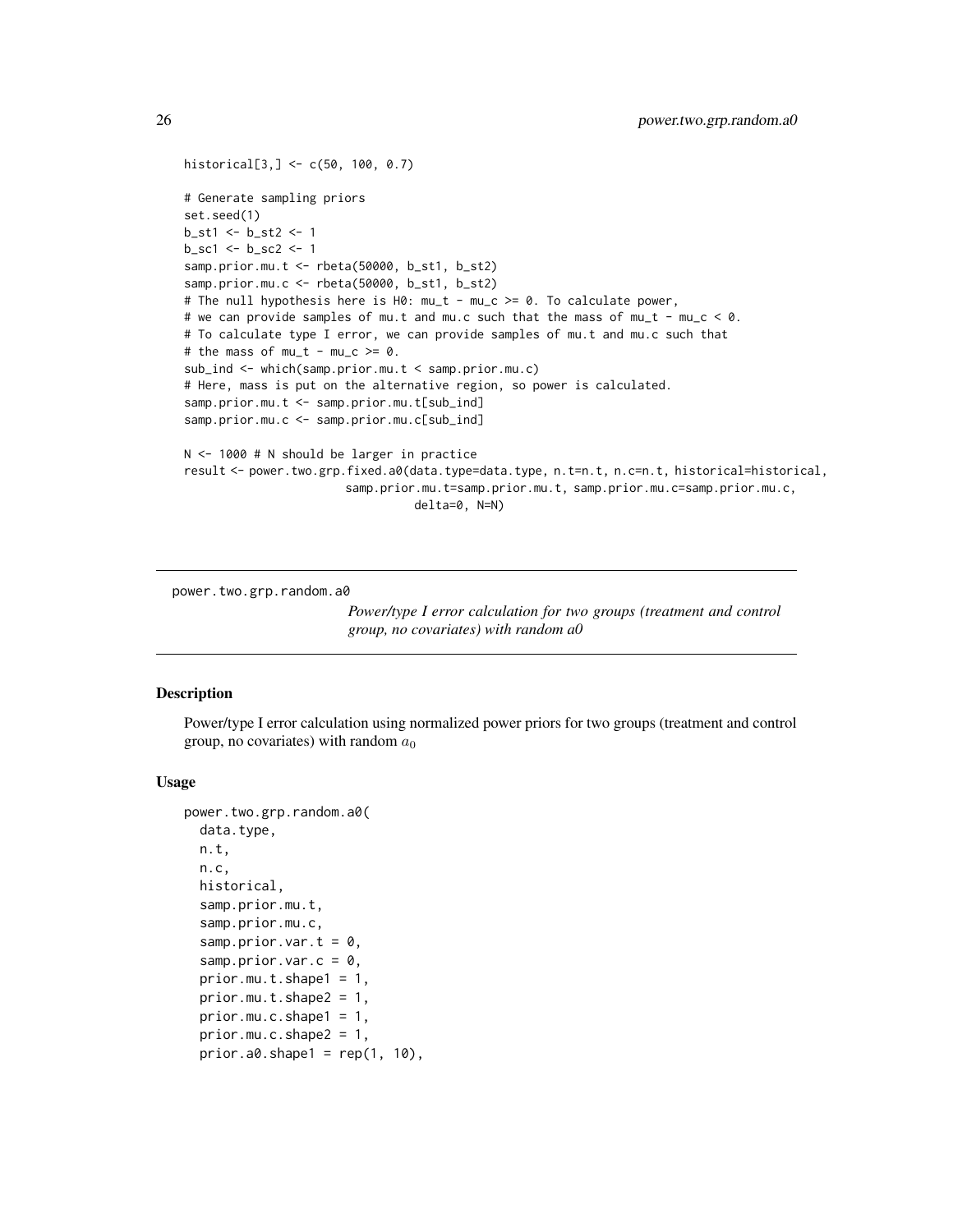```
historical[3,] <- c(50, 100, 0.7)

# Generate sampling priors
set.seed(1)
b_st1 <- b_st2 <- 1
b_sc1 <- b_sc2 <- 1
samp.prior.mu.t <- rbeta(50000, b_st1, b_st2)
samp.prior.mu.c <- rbeta(50000, b_st1, b_st2)
# The null hypothesis here is H0: mu_t - mu_c >= 0. To calculate power,
# we can provide samples of mu.t and mu.c such that the mass of mu_t - mu_c < 0.
# To calculate type I error, we can provide samples of mu.t and mu.c such that
# the mass of mu_t - mu_c >= 0.
sub_ind <- which(samp.prior.mu.t < samp.prior.mu.c)
# Here, mass is put on the alternative region, so power is calculated.
samp.prior.mu.t <- samp.prior.mu.t[sub_ind]
samp.prior.mu.c <- samp.prior.mu.c[sub_ind]

N <- 1000 # N should be larger in practice
result <- power.two.grp.fixed.a0(data.type=data.type, n.t=n.t, n.c=n.t, historical=historical,
                       samp.prior.mu.t=samp.prior.mu.t, samp.prior.mu.c=samp.prior.mu.c,
                                 delta=0, N=N)
```

---

## power.two.grp.random.a0

*Power/type I error calculation for two groups (treatment and control group, no covariates) with random a0*

---

### Description

Power/type I error calculation using normalized power priors for two groups (treatment and control group, no covariates) with random $a_0$

### Usage

```
power.two.grp.random.a0(
  data.type,
  n.t,
  n.c,
  historical,
  samp.prior.mu.t,
  samp.prior.mu.c,
  samp.prior.var.t = 0,
  samp.prior.var.c = 0,
  prior.mu.t.shape1 = 1,
  prior.mu.t.shape2 = 1,
  prior.mu.c.shape1 = 1,
  prior.mu.c.shape2 = 1,
  prior.a0.shape1 = rep(1, 10),
```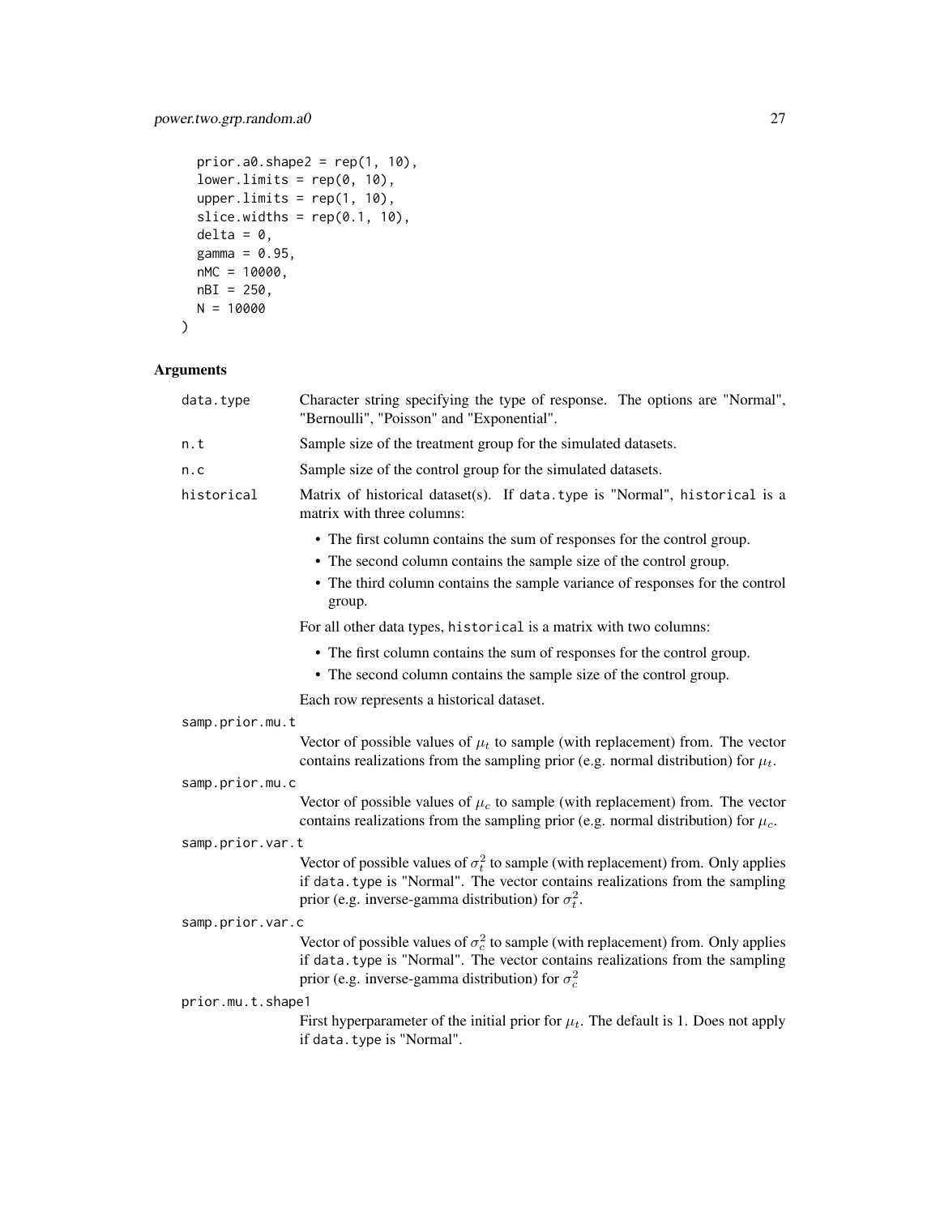```
  prior.a0.shape2 = rep(1, 10),
  lower.limits = rep(0, 10),
  upper.limits = rep(1, 10),
  slice.widths = rep(0.1, 10),
  delta = 0,
  gamma = 0.95,
  nMC = 10000,
  nBI = 250,
  N = 10000
)
```

### Arguments

**data.type** Character string specifying the type of response. The options are "Normal", "Bernoulli", "Poisson" and "Exponential".

**n.t** Sample size of the treatment group for the simulated datasets.

**n.c** Sample size of the control group for the simulated datasets.

**historical** Matrix of historical dataset(s). If data.type is "Normal", historical is a matrix with three columns:

- The first column contains the sum of responses for the control group.
- The second column contains the sample size of the control group.
- The third column contains the sample variance of responses for the control group.

For all other data types, historical is a matrix with two columns:

- The first column contains the sum of responses for the control group.
- The second column contains the sample size of the control group.

Each row represents a historical dataset.

**samp.prior.mu.t** Vector of possible values of $\mu_t$ to sample (with replacement) from. The vector contains realizations from the sampling prior (e.g. normal distribution) for $\mu_t$.

**samp.prior.mu.c** Vector of possible values of $\mu_c$ to sample (with replacement) from. The vector contains realizations from the sampling prior (e.g. normal distribution) for $\mu_c$.

**samp.prior.var.t** Vector of possible values of $\sigma^2_t$ to sample (with replacement) from. Only applies if data.type is "Normal". The vector contains realizations from the sampling prior (e.g. inverse-gamma distribution) for $\sigma^2_t$.

**samp.prior.var.c** Vector of possible values of $\sigma^2_c$ to sample (with replacement) from. Only applies if data.type is "Normal". The vector contains realizations from the sampling prior (e.g. inverse-gamma distribution) for $\sigma^2_c$

**prior.mu.t.shape1** First hyperparameter of the initial prior for $\mu_t$. The default is 1. Does not apply if data.type is "Normal".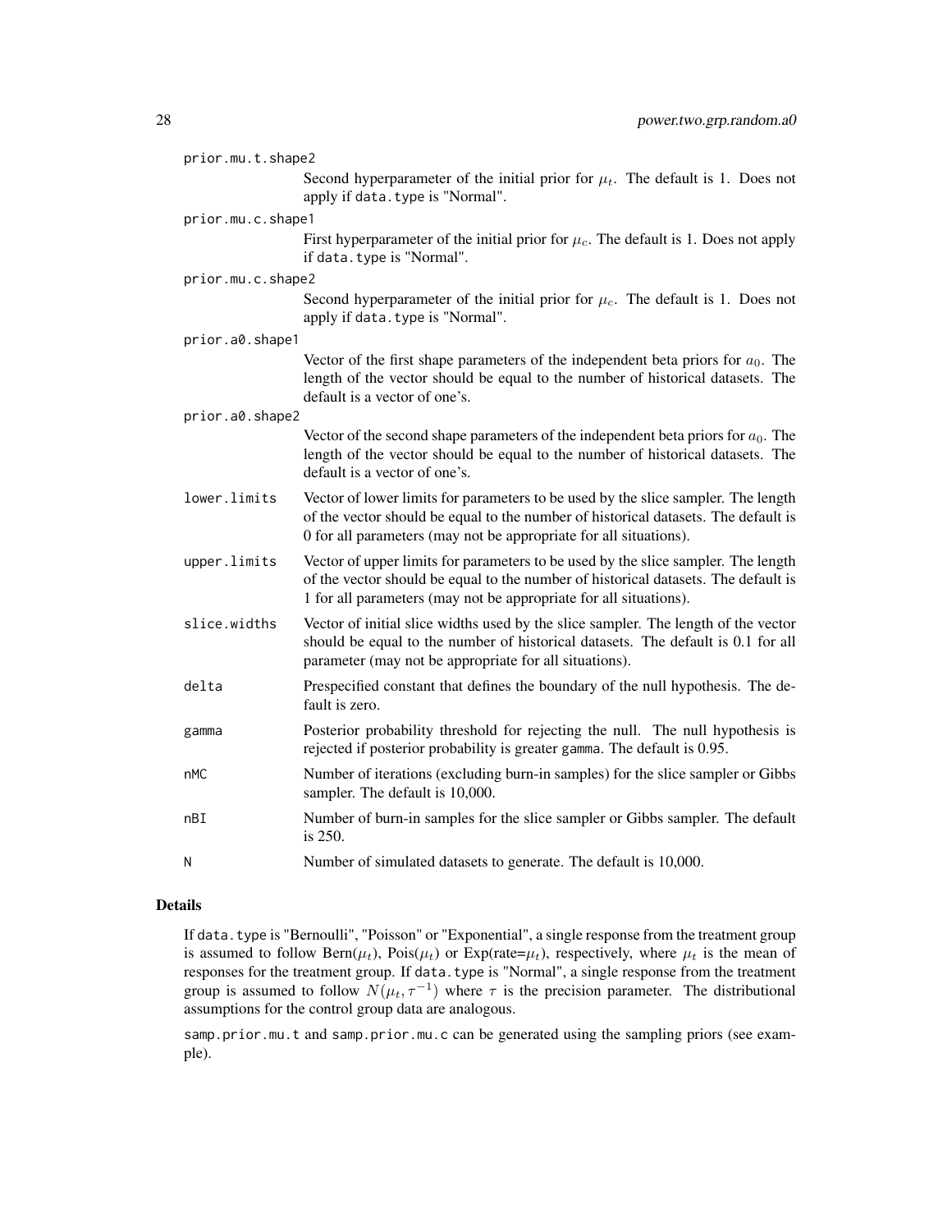prior.mu.t.shape2
: Second hyperparameter of the initial prior for $\mu_t$. The default is 1. Does not apply if `data.type` is "Normal".

prior.mu.c.shape1
: First hyperparameter of the initial prior for $\mu_c$. The default is 1. Does not apply if `data.type` is "Normal".

prior.mu.c.shape2
: Second hyperparameter of the initial prior for $\mu_c$. The default is 1. Does not apply if `data.type` is "Normal".

prior.a0.shape1
: Vector of the first shape parameters of the independent beta priors for $a_0$. The length of the vector should be equal to the number of historical datasets. The default is a vector of one's.

prior.a0.shape2
: Vector of the second shape parameters of the independent beta priors for $a_0$. The length of the vector should be equal to the number of historical datasets. The default is a vector of one's.

lower.limits
: Vector of lower limits for parameters to be used by the slice sampler. The length of the vector should be equal to the number of historical datasets. The default is 0 for all parameters (may not be appropriate for all situations).

upper.limits
: Vector of upper limits for parameters to be used by the slice sampler. The length of the vector should be equal to the number of historical datasets. The default is 1 for all parameters (may not be appropriate for all situations).

slice.widths
: Vector of initial slice widths used by the slice sampler. The length of the vector should be equal to the number of historical datasets. The default is 0.1 for all parameter (may not be appropriate for all situations).

delta
: Prespecified constant that defines the boundary of the null hypothesis. The default is zero.

gamma
: Posterior probability threshold for rejecting the null. The null hypothesis is rejected if posterior probability is greater `gamma`. The default is 0.95.

nMC
: Number of iterations (excluding burn-in samples) for the slice sampler or Gibbs sampler. The default is 10,000.

nBI
: Number of burn-in samples for the slice sampler or Gibbs sampler. The default is 250.

N
: Number of simulated datasets to generate. The default is 10,000.

## Details

If `data.type` is "Bernoulli", "Poisson" or "Exponential", a single response from the treatment group is assumed to follow Bern($\mu_t$), Pois($\mu_t$) or Exp(rate=$\mu_t$), respectively, where $\mu_t$ is the mean of responses for the treatment group. If `data.type` is "Normal", a single response from the treatment group is assumed to follow $N(\mu_t, \tau^{-1})$ where $\tau$ is the precision parameter. The distributional assumptions for the control group data are analogous.

`samp.prior.mu.t` and `samp.prior.mu.c` can be generated using the sampling priors (see example).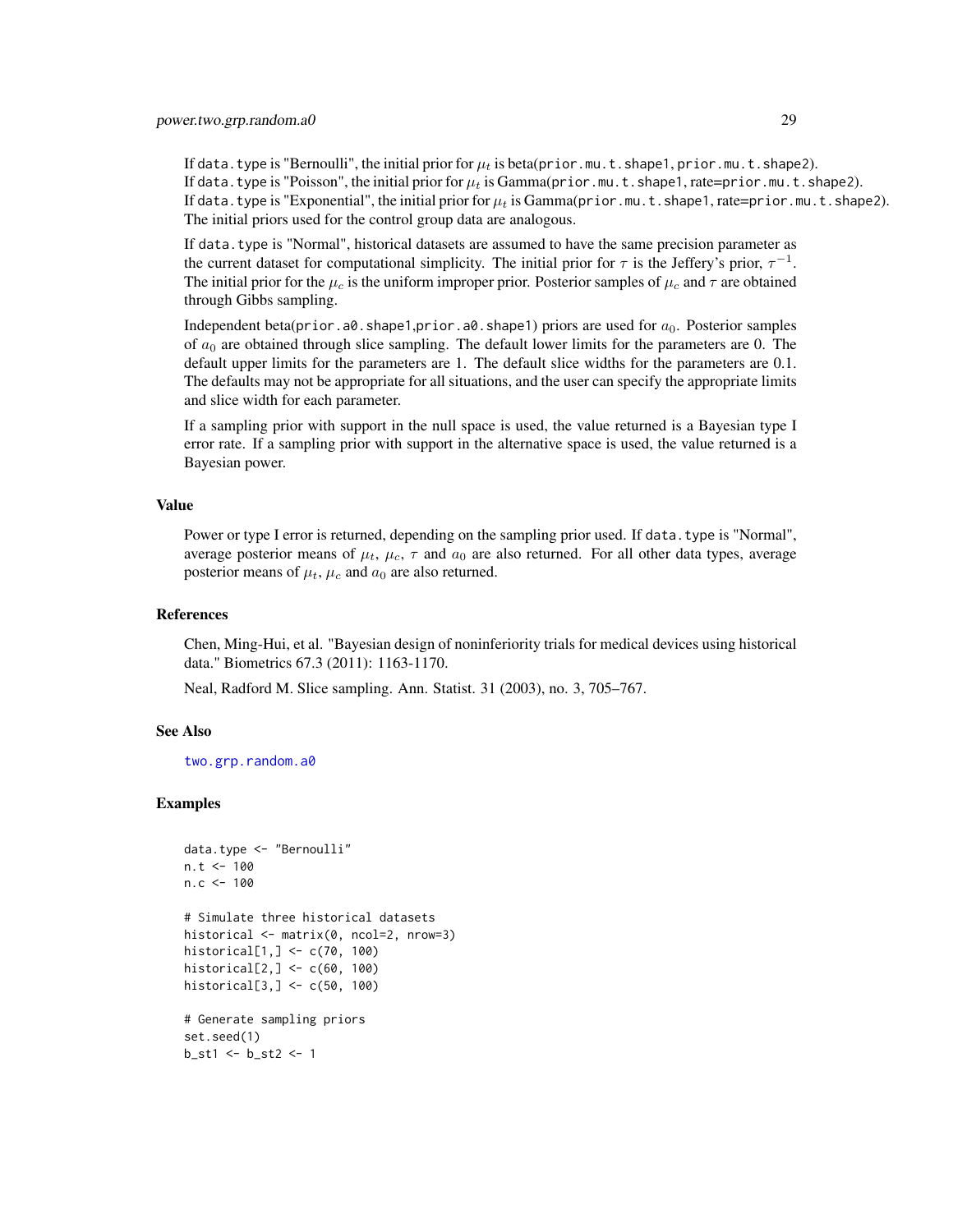If data.type is "Bernoulli", the initial prior for $\mu_t$ is beta(prior.mu.t.shape1, prior.mu.t.shape2).
If data.type is "Poisson", the initial prior for $\mu_t$ is Gamma(prior.mu.t.shape1, rate=prior.mu.t.shape2).
If data.type is "Exponential", the initial prior for $\mu_t$ is Gamma(prior.mu.t.shape1, rate=prior.mu.t.shape2).
The initial priors used for the control group data are analogous.

If data.type is "Normal", historical datasets are assumed to have the same precision parameter as the current dataset for computational simplicity. The initial prior for $\tau$ is the Jeffery's prior, $\tau^{-1}$. The initial prior for the $\mu_c$ is the uniform improper prior. Posterior samples of $\mu_c$ and $\tau$ are obtained through Gibbs sampling.

Independent beta(prior.a0.shape1,prior.a0.shape1) priors are used for $a_0$. Posterior samples of $a_0$ are obtained through slice sampling. The default lower limits for the parameters are 0. The default upper limits for the parameters are 1. The default slice widths for the parameters are 0.1. The defaults may not be appropriate for all situations, and the user can specify the appropriate limits and slice width for each parameter.

If a sampling prior with support in the null space is used, the value returned is a Bayesian type I error rate. If a sampling prior with support in the alternative space is used, the value returned is a Bayesian power.

## Value

Power or type I error is returned, depending on the sampling prior used. If data.type is "Normal", average posterior means of $\mu_t$, $\mu_c$, $\tau$ and $a_0$ are also returned. For all other data types, average posterior means of $\mu_t$, $\mu_c$ and $a_0$ are also returned.

## References

Chen, Ming-Hui, et al. "Bayesian design of noninferiority trials for medical devices using historical data." Biometrics 67.3 (2011): 1163-1170.

Neal, Radford M. Slice sampling. Ann. Statist. 31 (2003), no. 3, 705–767.

## See Also

two.grp.random.a0

## Examples

```
data.type <- "Bernoulli"
n.t <- 100
n.c <- 100

# Simulate three historical datasets
historical <- matrix(0, ncol=2, nrow=3)
historical[1,] <- c(70, 100)
historical[2,] <- c(60, 100)
historical[3,] <- c(50, 100)

# Generate sampling priors
set.seed(1)
b_st1 <- b_st2 <- 1
```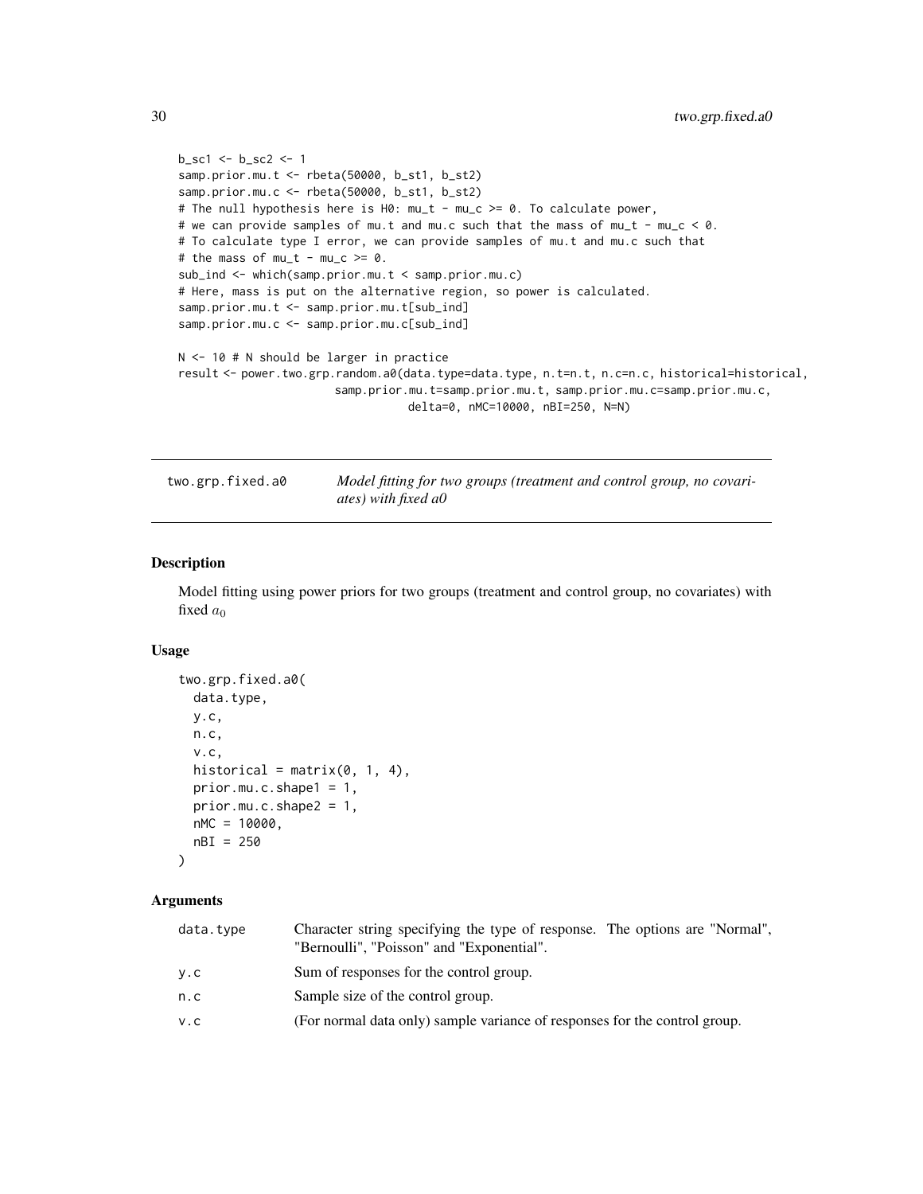```
b_sc1 <- b_sc2 <- 1
samp.prior.mu.t <- rbeta(50000, b_st1, b_st2)
samp.prior.mu.c <- rbeta(50000, b_st1, b_st2)
# The null hypothesis here is H0: mu_t - mu_c >= 0. To calculate power,
# we can provide samples of mu.t and mu.c such that the mass of mu_t - mu_c < 0.
# To calculate type I error, we can provide samples of mu.t and mu.c such that
# the mass of mu_t - mu_c >= 0.
sub_ind <- which(samp.prior.mu.t < samp.prior.mu.c)
# Here, mass is put on the alternative region, so power is calculated.
samp.prior.mu.t <- samp.prior.mu.t[sub_ind]
samp.prior.mu.c <- samp.prior.mu.c[sub_ind]

N <- 10 # N should be larger in practice
result <- power.two.grp.random.a0(data.type=data.type, n.t=n.t, n.c=n.c, historical=historical,
                       samp.prior.mu.t=samp.prior.mu.t, samp.prior.mu.c=samp.prior.mu.c,
                               delta=0, nMC=10000, nBI=250, N=N)
```

## two.grp.fixed.a0 — *Model fitting for two groups (treatment and control group, no covariates) with fixed a0*

### Description

Model fitting using power priors for two groups (treatment and control group, no covariates) with fixed $a_0$

### Usage

```
two.grp.fixed.a0(
  data.type,
  y.c,
  n.c,
  v.c,
  historical = matrix(0, 1, 4),
  prior.mu.c.shape1 = 1,
  prior.mu.c.shape2 = 1,
  nMC = 10000,
  nBI = 250
)
```

### Arguments

| | |
|---|---|
| data.type | Character string specifying the type of response. The options are "Normal", "Bernoulli", "Poisson" and "Exponential". |
| y.c | Sum of responses for the control group. |
| n.c | Sample size of the control group. |
| v.c | (For normal data only) sample variance of responses for the control group. |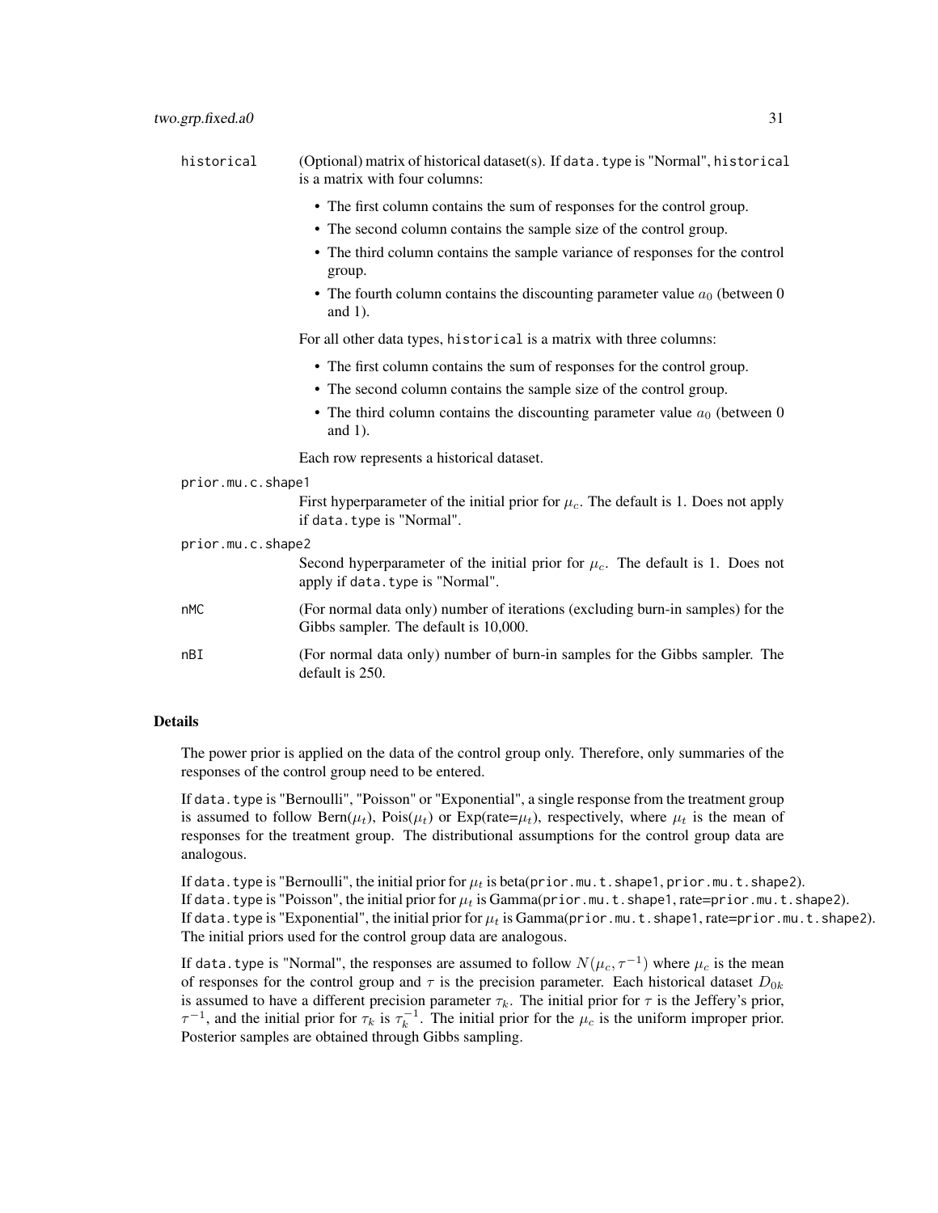historical
: (Optional) matrix of historical dataset(s). If `data.type` is "Normal", `historical` is a matrix with four columns:

- The first column contains the sum of responses for the control group.
- The second column contains the sample size of the control group.
- The third column contains the sample variance of responses for the control group.
- The fourth column contains the discounting parameter value $a_0$ (between 0 and 1).

For all other data types, `historical` is a matrix with three columns:

- The first column contains the sum of responses for the control group.
- The second column contains the sample size of the control group.
- The third column contains the discounting parameter value $a_0$ (between 0 and 1).

Each row represents a historical dataset.

prior.mu.c.shape1
: First hyperparameter of the initial prior for $\mu_c$. The default is 1. Does not apply if `data.type` is "Normal".

prior.mu.c.shape2
: Second hyperparameter of the initial prior for $\mu_c$. The default is 1. Does not apply if `data.type` is "Normal".

nMC
: (For normal data only) number of iterations (excluding burn-in samples) for the Gibbs sampler. The default is 10,000.

nBI
: (For normal data only) number of burn-in samples for the Gibbs sampler. The default is 250.

## Details

The power prior is applied on the data of the control group only. Therefore, only summaries of the responses of the control group need to be entered.

If `data.type` is "Bernoulli", "Poisson" or "Exponential", a single response from the treatment group is assumed to follow Bern($\mu_t$), Pois($\mu_t$) or Exp(rate=$\mu_t$), respectively, where $\mu_t$ is the mean of responses for the treatment group. The distributional assumptions for the control group data are analogous.

If `data.type` is "Bernoulli", the initial prior for $\mu_t$ is beta(`prior.mu.t.shape1`, `prior.mu.t.shape2`).
If `data.type` is "Poisson", the initial prior for $\mu_t$ is Gamma(`prior.mu.t.shape1`, rate=`prior.mu.t.shape2`).
If `data.type` is "Exponential", the initial prior for $\mu_t$ is Gamma(`prior.mu.t.shape1`, rate=`prior.mu.t.shape2`).
The initial priors used for the control group data are analogous.

If `data.type` is "Normal", the responses are assumed to follow $N(\mu_c, \tau^{-1})$ where $\mu_c$ is the mean of responses for the control group and $\tau$ is the precision parameter. Each historical dataset $D_{0k}$ is assumed to have a different precision parameter $\tau_k$. The initial prior for $\tau$ is the Jeffery's prior, $\tau^{-1}$, and the initial prior for $\tau_k$ is $\tau_k^{-1}$. The initial prior for the $\mu_c$ is the uniform improper prior. Posterior samples are obtained through Gibbs sampling.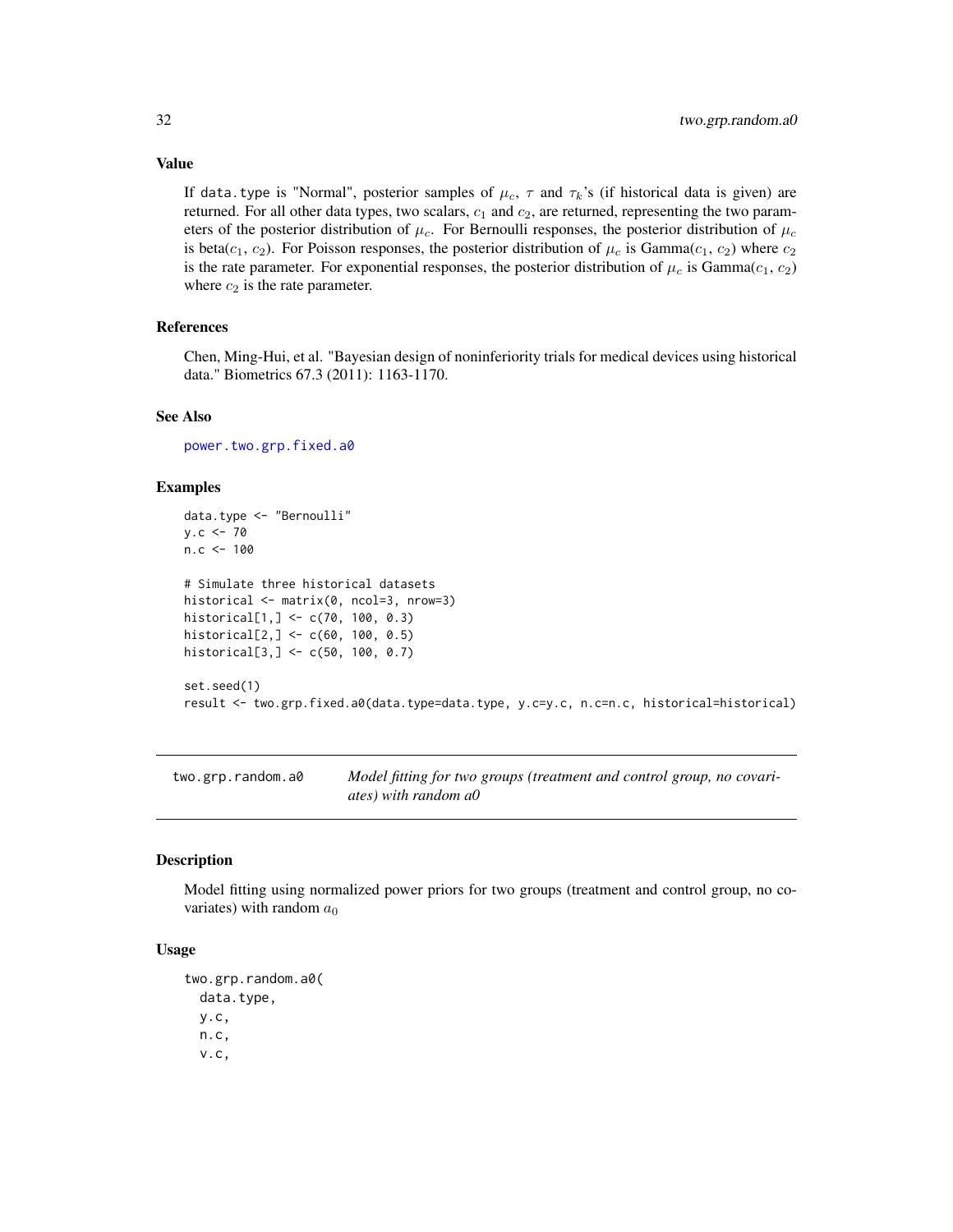## Value

If `data.type` is "Normal", posterior samples of $\mu_c$, $\tau$ and $\tau_k$'s (if historical data is given) are returned. For all other data types, two scalars, $c_1$ and $c_2$, are returned, representing the two parameters of the posterior distribution of $\mu_c$. For Bernoulli responses, the posterior distribution of $\mu_c$ is beta($c_1$, $c_2$). For Poisson responses, the posterior distribution of $\mu_c$ is Gamma($c_1$, $c_2$) where $c_2$ is the rate parameter. For exponential responses, the posterior distribution of $\mu_c$ is Gamma($c_1$, $c_2$) where $c_2$ is the rate parameter.

## References

Chen, Ming-Hui, et al. "Bayesian design of noninferiority trials for medical devices using historical data." Biometrics 67.3 (2011): 1163-1170.

## See Also

power.two.grp.fixed.a0

## Examples

```
data.type <- "Bernoulli"
y.c <- 70
n.c <- 100

# Simulate three historical datasets
historical <- matrix(0, ncol=3, nrow=3)
historical[1,] <- c(70, 100, 0.3)
historical[2,] <- c(60, 100, 0.5)
historical[3,] <- c(50, 100, 0.7)

set.seed(1)
result <- two.grp.fixed.a0(data.type=data.type, y.c=y.c, n.c=n.c, historical=historical)
```

---

# two.grp.random.a0 — *Model fitting for two groups (treatment and control group, no covariates) with random a0*

## Description

Model fitting using normalized power priors for two groups (treatment and control group, no covariates) with random $a_0$

## Usage

```
two.grp.random.a0(
  data.type,
  y.c,
  n.c,
  v.c,
```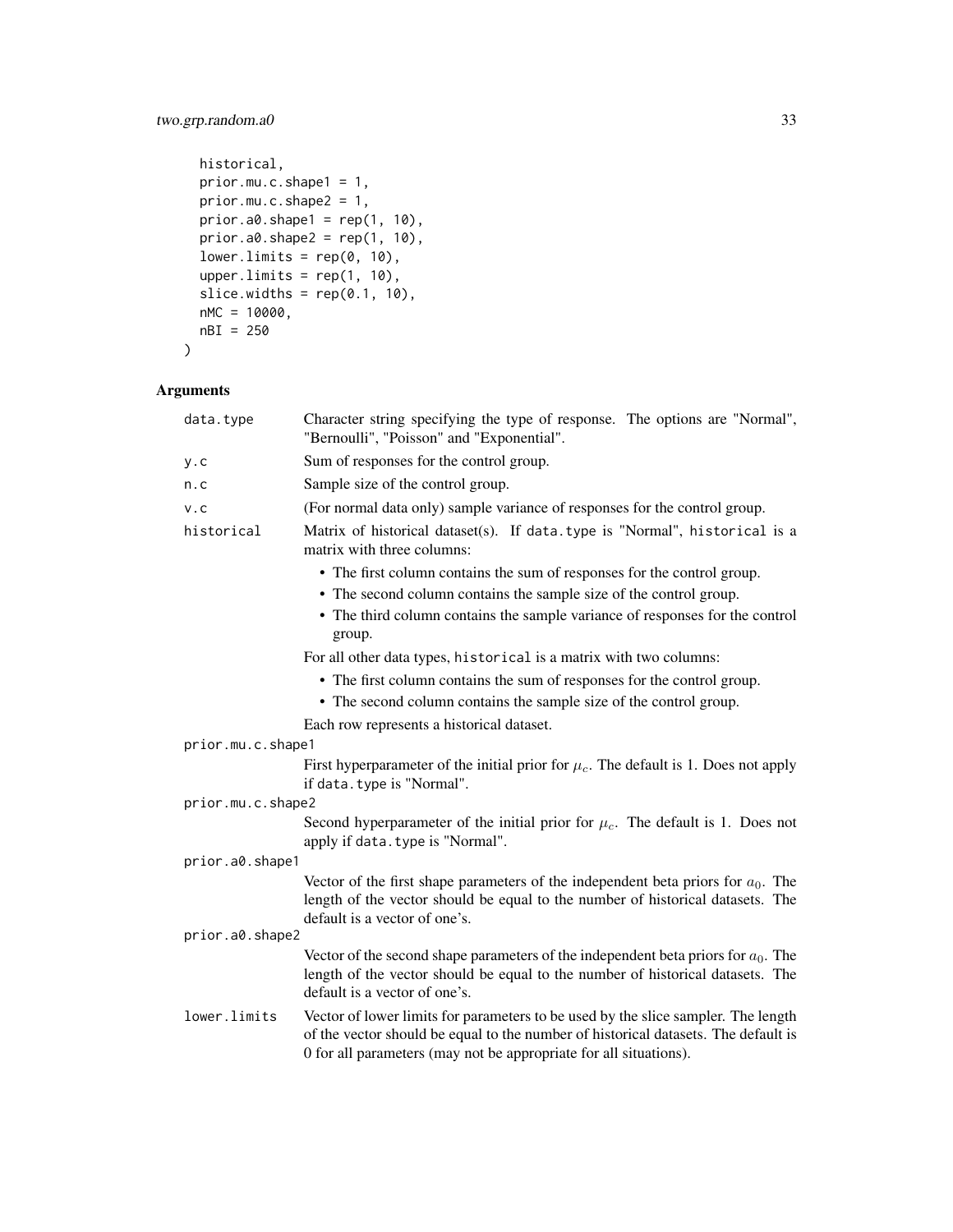```
  historical,
  prior.mu.c.shape1 = 1,
  prior.mu.c.shape2 = 1,
  prior.a0.shape1 = rep(1, 10),
  prior.a0.shape2 = rep(1, 10),
  lower.limits = rep(0, 10),
  upper.limits = rep(1, 10),
  slice.widths = rep(0.1, 10),
  nMC = 10000,
  nBI = 250
)
```

## Arguments

`data.type` Character string specifying the type of response. The options are "Normal", "Bernoulli", "Poisson" and "Exponential".

`y.c` Sum of responses for the control group.

`n.c` Sample size of the control group.

`v.c` (For normal data only) sample variance of responses for the control group.

`historical` Matrix of historical dataset(s). If `data.type` is "Normal", `historical` is a matrix with three columns:

- The first column contains the sum of responses for the control group.
- The second column contains the sample size of the control group.
- The third column contains the sample variance of responses for the control group.

For all other data types, `historical` is a matrix with two columns:

- The first column contains the sum of responses for the control group.
- The second column contains the sample size of the control group.

Each row represents a historical dataset.

`prior.mu.c.shape1` First hyperparameter of the initial prior for $\mu_c$. The default is 1. Does not apply if `data.type` is "Normal".

`prior.mu.c.shape2` Second hyperparameter of the initial prior for $\mu_c$. The default is 1. Does not apply if `data.type` is "Normal".

`prior.a0.shape1` Vector of the first shape parameters of the independent beta priors for $a_0$. The length of the vector should be equal to the number of historical datasets. The default is a vector of one's.

`prior.a0.shape2` Vector of the second shape parameters of the independent beta priors for $a_0$. The length of the vector should be equal to the number of historical datasets. The default is a vector of one's.

`lower.limits` Vector of lower limits for parameters to be used by the slice sampler. The length of the vector should be equal to the number of historical datasets. The default is 0 for all parameters (may not be appropriate for all situations).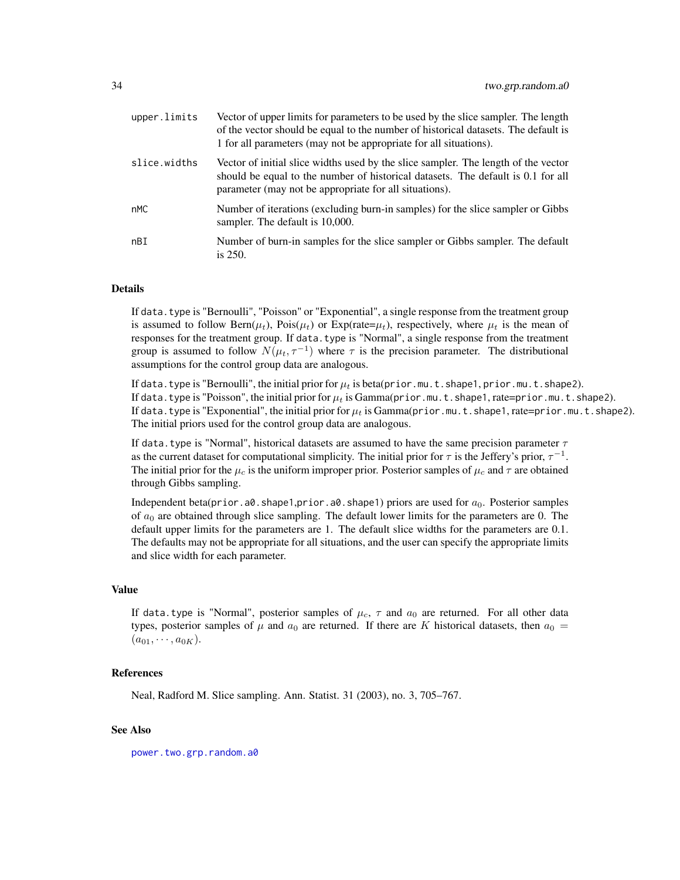| | |
|---|---|
| `upper.limits` | Vector of upper limits for parameters to be used by the slice sampler. The length of the vector should be equal to the number of historical datasets. The default is 1 for all parameters (may not be appropriate for all situations). |
| `slice.widths` | Vector of initial slice widths used by the slice sampler. The length of the vector should be equal to the number of historical datasets. The default is 0.1 for all parameter (may not be appropriate for all situations). |
| `nMC` | Number of iterations (excluding burn-in samples) for the slice sampler or Gibbs sampler. The default is 10,000. |
| `nBI` | Number of burn-in samples for the slice sampler or Gibbs sampler. The default is 250. |

## Details

If `data.type` is "Bernoulli", "Poisson" or "Exponential", a single response from the treatment group is assumed to follow Bern($\mu_t$), Pois($\mu_t$) or Exp(rate=$\mu_t$), respectively, where $\mu_t$ is the mean of responses for the treatment group. If `data.type` is "Normal", a single response from the treatment group is assumed to follow $N(\mu_t, \tau^{-1})$ where $\tau$ is the precision parameter. The distributional assumptions for the control group data are analogous.

If `data.type` is "Bernoulli", the initial prior for $\mu_t$ is beta(`prior.mu.t.shape1`, `prior.mu.t.shape2`). If `data.type` is "Poisson", the initial prior for $\mu_t$ is Gamma(`prior.mu.t.shape1`, rate=`prior.mu.t.shape2`). If `data.type` is "Exponential", the initial prior for $\mu_t$ is Gamma(`prior.mu.t.shape1`, rate=`prior.mu.t.shape2`). The initial priors used for the control group data are analogous.

If `data.type` is "Normal", historical datasets are assumed to have the same precision parameter $\tau$ as the current dataset for computational simplicity. The initial prior for $\tau$ is the Jeffery's prior, $\tau^{-1}$. The initial prior for the $\mu_c$ is the uniform improper prior. Posterior samples of $\mu_c$ and $\tau$ are obtained through Gibbs sampling.

Independent beta(`prior.a0.shape1`,`prior.a0.shape1`) priors are used for $a_0$. Posterior samples of $a_0$ are obtained through slice sampling. The default lower limits for the parameters are 0. The default upper limits for the parameters are 1. The default slice widths for the parameters are 0.1. The defaults may not be appropriate for all situations, and the user can specify the appropriate limits and slice width for each parameter.

## Value

If `data.type` is "Normal", posterior samples of $\mu_c$, $\tau$ and $a_0$ are returned. For all other data types, posterior samples of $\mu$ and $a_0$ are returned. If there are $K$ historical datasets, then $a_0 = (a_{01}, \cdots, a_{0K})$.

## References

Neal, Radford M. Slice sampling. Ann. Statist. 31 (2003), no. 3, 705–767.

## See Also

`power.two.grp.random.a0`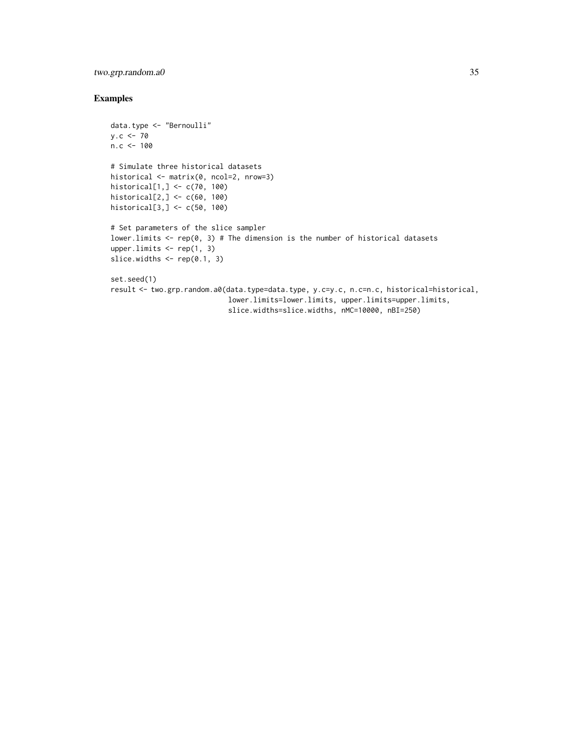## Examples

```
data.type <- "Bernoulli"
y.c <- 70
n.c <- 100

# Simulate three historical datasets
historical <- matrix(0, ncol=2, nrow=3)
historical[1,] <- c(70, 100)
historical[2,] <- c(60, 100)
historical[3,] <- c(50, 100)

# Set parameters of the slice sampler
lower.limits <- rep(0, 3) # The dimension is the number of historical datasets
upper.limits <- rep(1, 3)
slice.widths <- rep(0.1, 3)

set.seed(1)
result <- two.grp.random.a0(data.type=data.type, y.c=y.c, n.c=n.c, historical=historical,
                            lower.limits=lower.limits, upper.limits=upper.limits,
                            slice.widths=slice.widths, nMC=10000, nBI=250)
```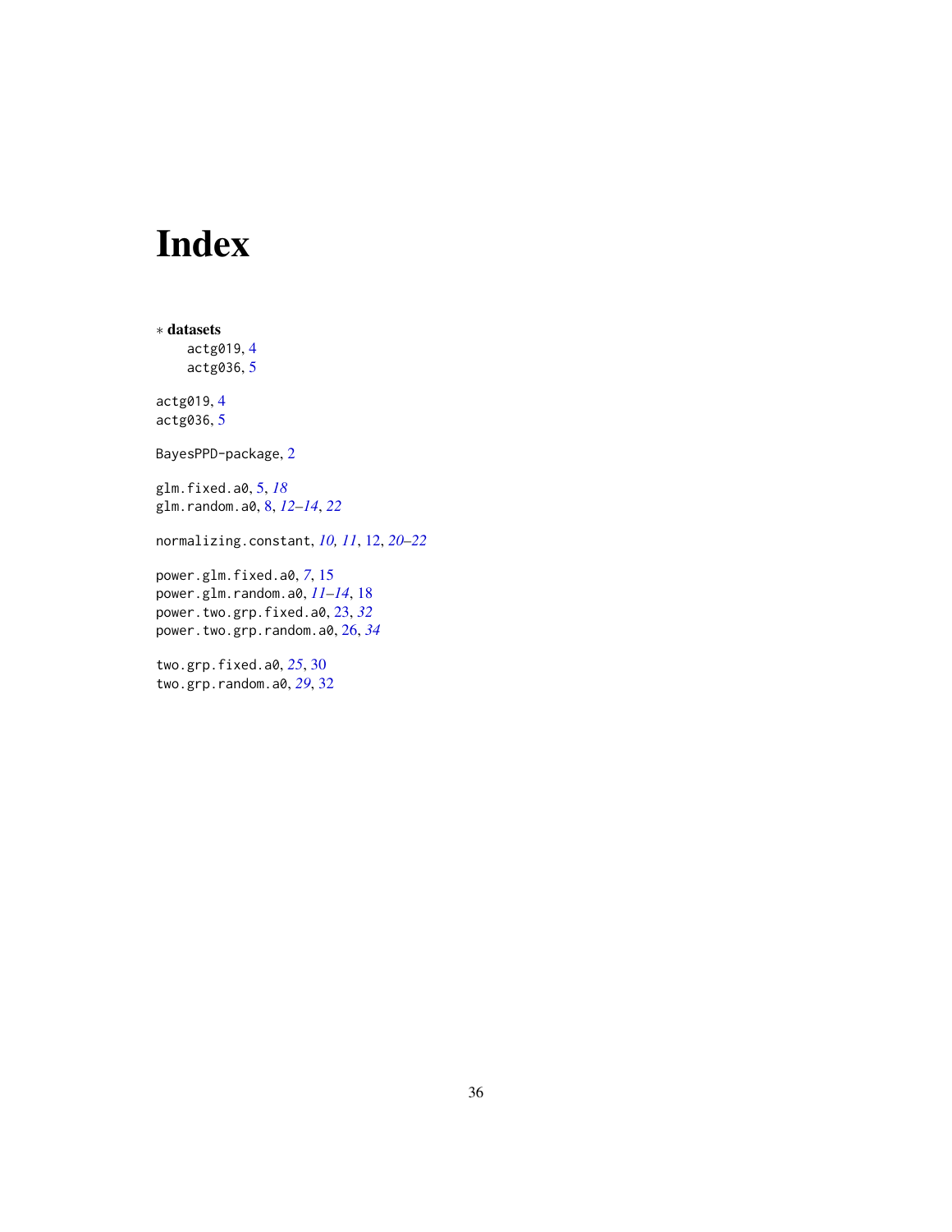# Index

∗ **datasets**
    actg019, 4
    actg036, 5

actg019, 4
actg036, 5

BayesPPD-package, 2

glm.fixed.a0, 5, *18*
glm.random.a0, 8, *12–14*, *22*

normalizing.constant, *10, 11*, 12, *20–22*

power.glm.fixed.a0, *7*, 15
power.glm.random.a0, *11–14*, 18
power.two.grp.fixed.a0, 23, *32*
power.two.grp.random.a0, 26, *34*

two.grp.fixed.a0, *25*, 30
two.grp.random.a0, *29*, 32